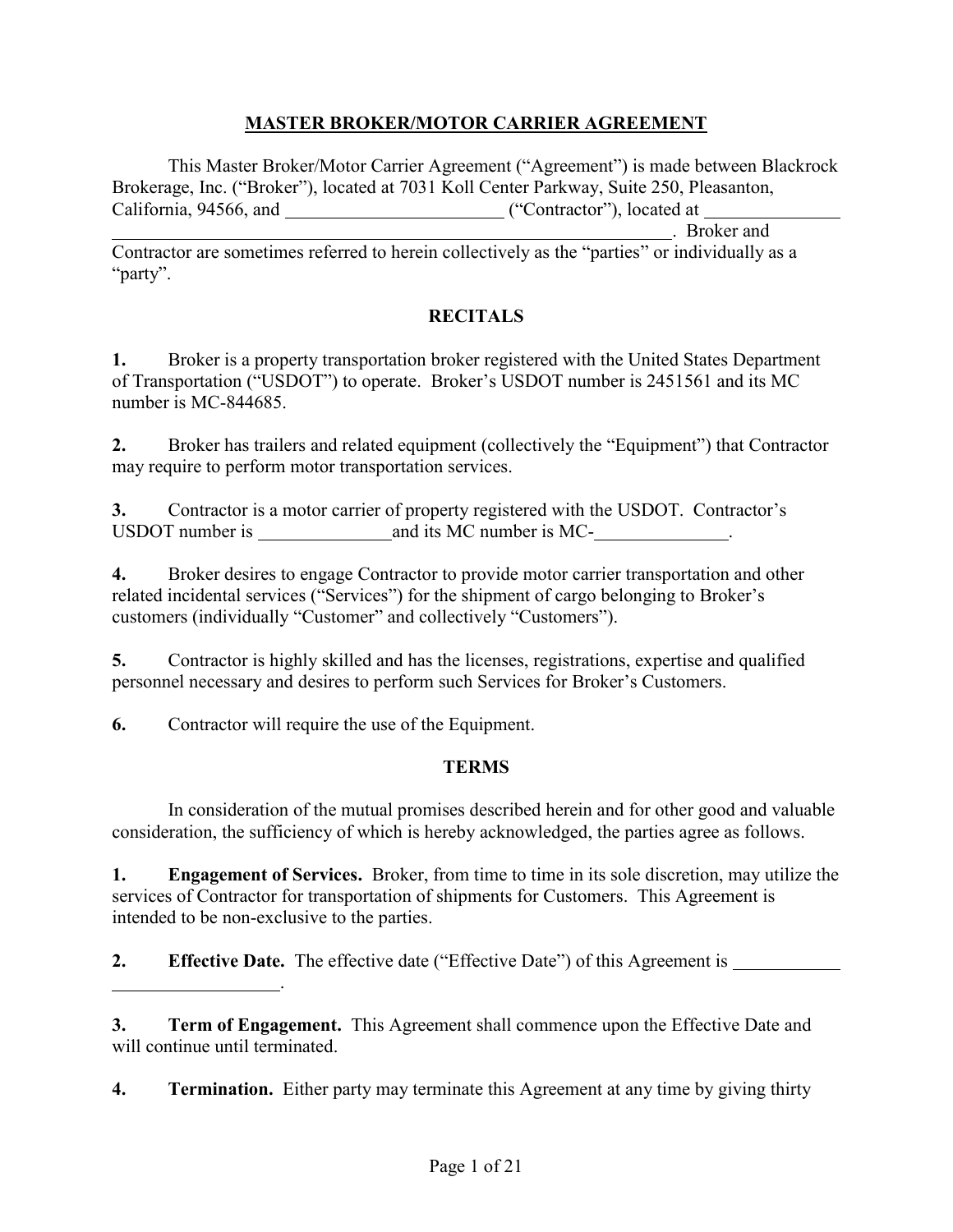# MASTER BROKER/MOTOR CARRIER AGREEMENT

This Master Broker/Motor Carrier Agreement ("Agreement") is made between Blackrock Brokerage, Inc. ("Broker"), located at 7031 Koll Center Parkway, Suite 250, Pleasanton, California, 94566, and ________________________ ("Contractor"), located at ______________ ____________________________________________________________. Broker and Contractor are sometimes referred to herein collectively as the "parties" or individually as a "party".

## RECITALS

**1.** Broker is a property transportation broker registered with the United States Department of Transportation ("USDOT") to operate. Broker's USDOT number is 2451561 and its MC number is MC-844685.

**2.** Broker has trailers and related equipment (collectively the "Equipment") that Contractor may require to perform motor transportation services.

**3.** Contractor is a motor carrier of property registered with the USDOT. Contractor's USDOT number is _______________ and its MC number is MC-_______________.

**4.** Broker desires to engage Contractor to provide motor carrier transportation and other related incidental services ("Services") for the shipment of cargo belonging to Broker's customers (individually "Customer" and collectively "Customers").

**5.** Contractor is highly skilled and has the licenses, registrations, expertise and qualified personnel necessary and desires to perform such Services for Broker's Customers.

**6.** Contractor will require the use of the Equipment.

## TERMS

In consideration of the mutual promises described herein and for other good and valuable consideration, the sufficiency of which is hereby acknowledged, the parties agree as follows.

**1. Engagement of Services.** Broker, from time to time in its sole discretion, may utilize the services of Contractor for transportation of shipments for Customers. This Agreement is intended to be non-exclusive to the parties.

**2. Effective Date.** The effective date ("Effective Date") of this Agreement is ____________ ___________________.

**3. Term of Engagement.** This Agreement shall commence upon the Effective Date and will continue until terminated.

**4. Termination.** Either party may terminate this Agreement at any time by giving thirty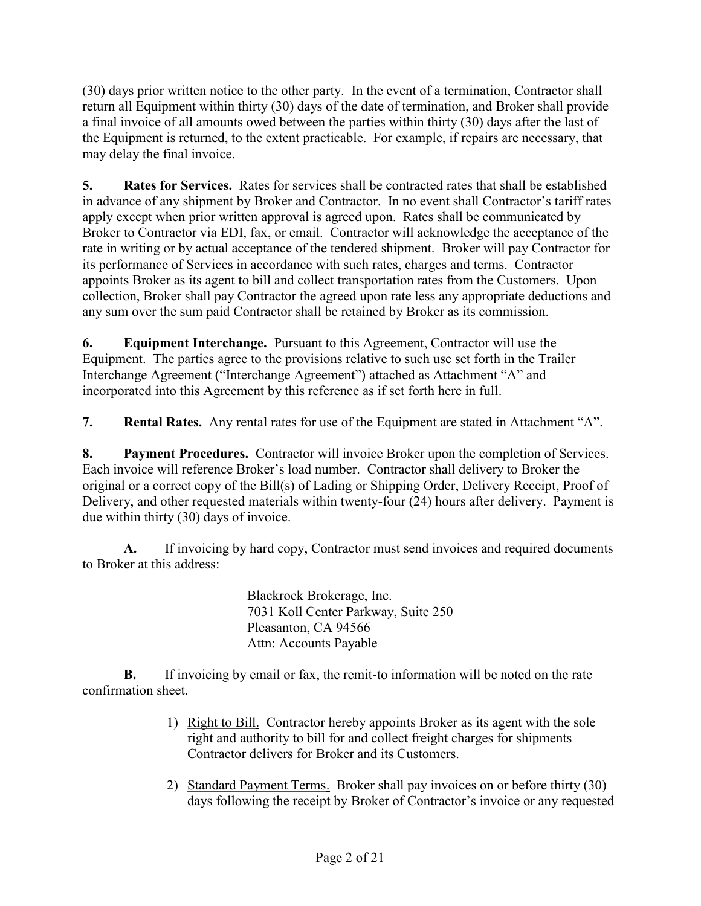(30) days prior written notice to the other party. In the event of a termination, Contractor shall return all Equipment within thirty (30) days of the date of termination, and Broker shall provide a final invoice of all amounts owed between the parties within thirty (30) days after the last of the Equipment is returned, to the extent practicable. For example, if repairs are necessary, that may delay the final invoice.

**5. Rates for Services.** Rates for services shall be contracted rates that shall be established in advance of any shipment by Broker and Contractor. In no event shall Contractor's tariff rates apply except when prior written approval is agreed upon. Rates shall be communicated by Broker to Contractor via EDI, fax, or email. Contractor will acknowledge the acceptance of the rate in writing or by actual acceptance of the tendered shipment. Broker will pay Contractor for its performance of Services in accordance with such rates, charges and terms. Contractor appoints Broker as its agent to bill and collect transportation rates from the Customers. Upon collection, Broker shall pay Contractor the agreed upon rate less any appropriate deductions and any sum over the sum paid Contractor shall be retained by Broker as its commission.

**6. Equipment Interchange.** Pursuant to this Agreement, Contractor will use the Equipment. The parties agree to the provisions relative to such use set forth in the Trailer Interchange Agreement ("Interchange Agreement") attached as Attachment "A" and incorporated into this Agreement by this reference as if set forth here in full.

**7. Rental Rates.** Any rental rates for use of the Equipment are stated in Attachment "A".

**8. Payment Procedures.** Contractor will invoice Broker upon the completion of Services. Each invoice will reference Broker's load number. Contractor shall delivery to Broker the original or a correct copy of the Bill(s) of Lading or Shipping Order, Delivery Receipt, Proof of Delivery, and other requested materials within twenty-four (24) hours after delivery. Payment is due within thirty (30) days of invoice.

**A.** If invoicing by hard copy, Contractor must send invoices and required documents to Broker at this address:

> Blackrock Brokerage, Inc.
> 7031 Koll Center Parkway, Suite 250
> Pleasanton, CA 94566
> Attn: Accounts Payable

**B.** If invoicing by email or fax, the remit-to information will be noted on the rate confirmation sheet.

1) Right to Bill. Contractor hereby appoints Broker as its agent with the sole right and authority to bill for and collect freight charges for shipments Contractor delivers for Broker and its Customers.

2) Standard Payment Terms. Broker shall pay invoices on or before thirty (30) days following the receipt by Broker of Contractor's invoice or any requested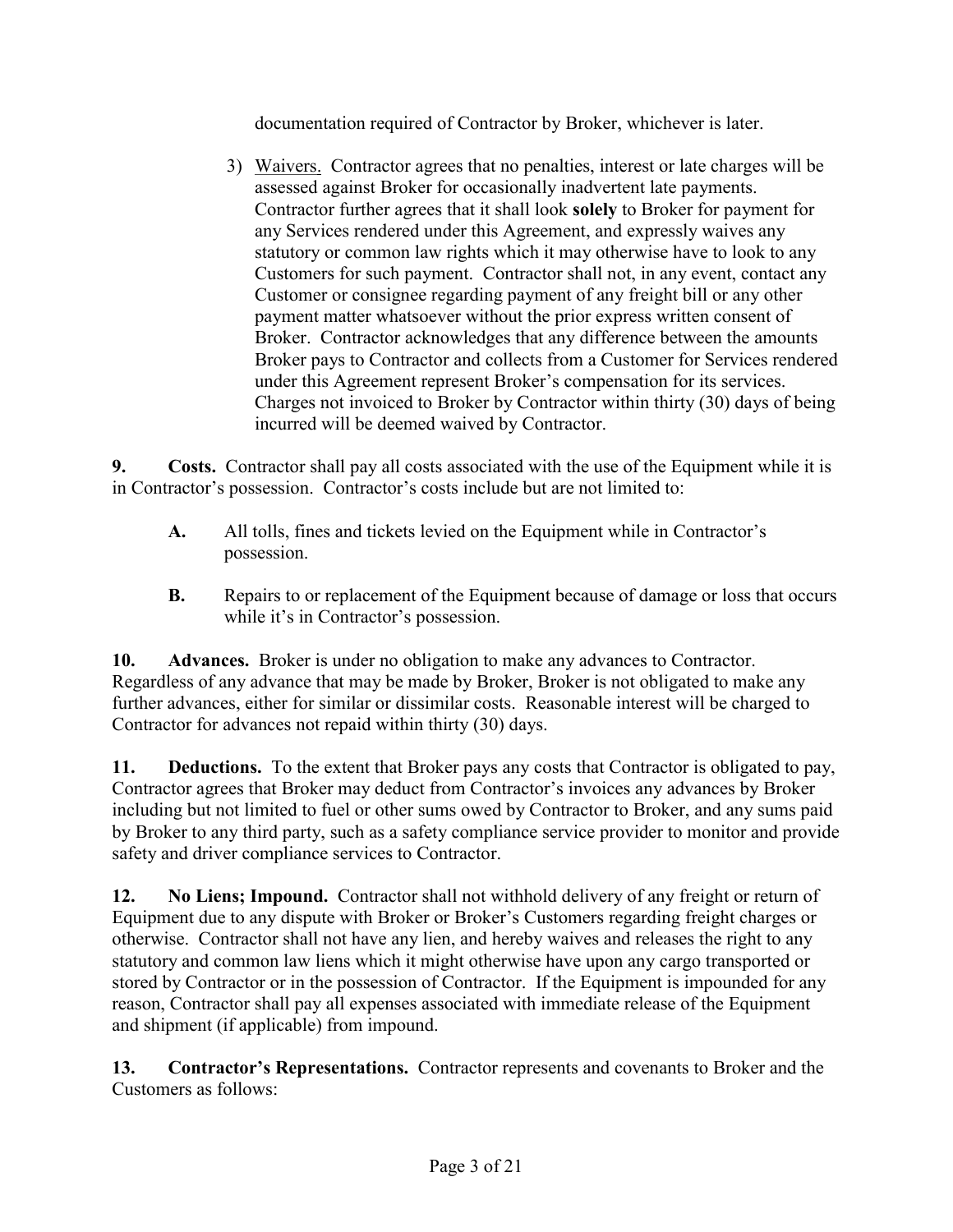documentation required of Contractor by Broker, whichever is later.

3) Waivers. Contractor agrees that no penalties, interest or late charges will be assessed against Broker for occasionally inadvertent late payments. Contractor further agrees that it shall look **solely** to Broker for payment for any Services rendered under this Agreement, and expressly waives any statutory or common law rights which it may otherwise have to look to any Customers for such payment. Contractor shall not, in any event, contact any Customer or consignee regarding payment of any freight bill or any other payment matter whatsoever without the prior express written consent of Broker. Contractor acknowledges that any difference between the amounts Broker pays to Contractor and collects from a Customer for Services rendered under this Agreement represent Broker's compensation for its services. Charges not invoiced to Broker by Contractor within thirty (30) days of being incurred will be deemed waived by Contractor.

**9. Costs.** Contractor shall pay all costs associated with the use of the Equipment while it is in Contractor's possession. Contractor's costs include but are not limited to:

**A.** All tolls, fines and tickets levied on the Equipment while in Contractor's possession.

**B.** Repairs to or replacement of the Equipment because of damage or loss that occurs while it's in Contractor's possession.

**10. Advances.** Broker is under no obligation to make any advances to Contractor. Regardless of any advance that may be made by Broker, Broker is not obligated to make any further advances, either for similar or dissimilar costs. Reasonable interest will be charged to Contractor for advances not repaid within thirty (30) days.

**11. Deductions.** To the extent that Broker pays any costs that Contractor is obligated to pay, Contractor agrees that Broker may deduct from Contractor's invoices any advances by Broker including but not limited to fuel or other sums owed by Contractor to Broker, and any sums paid by Broker to any third party, such as a safety compliance service provider to monitor and provide safety and driver compliance services to Contractor.

**12. No Liens; Impound.** Contractor shall not withhold delivery of any freight or return of Equipment due to any dispute with Broker or Broker's Customers regarding freight charges or otherwise. Contractor shall not have any lien, and hereby waives and releases the right to any statutory and common law liens which it might otherwise have upon any cargo transported or stored by Contractor or in the possession of Contractor. If the Equipment is impounded for any reason, Contractor shall pay all expenses associated with immediate release of the Equipment and shipment (if applicable) from impound.

**13. Contractor's Representations.** Contractor represents and covenants to Broker and the Customers as follows: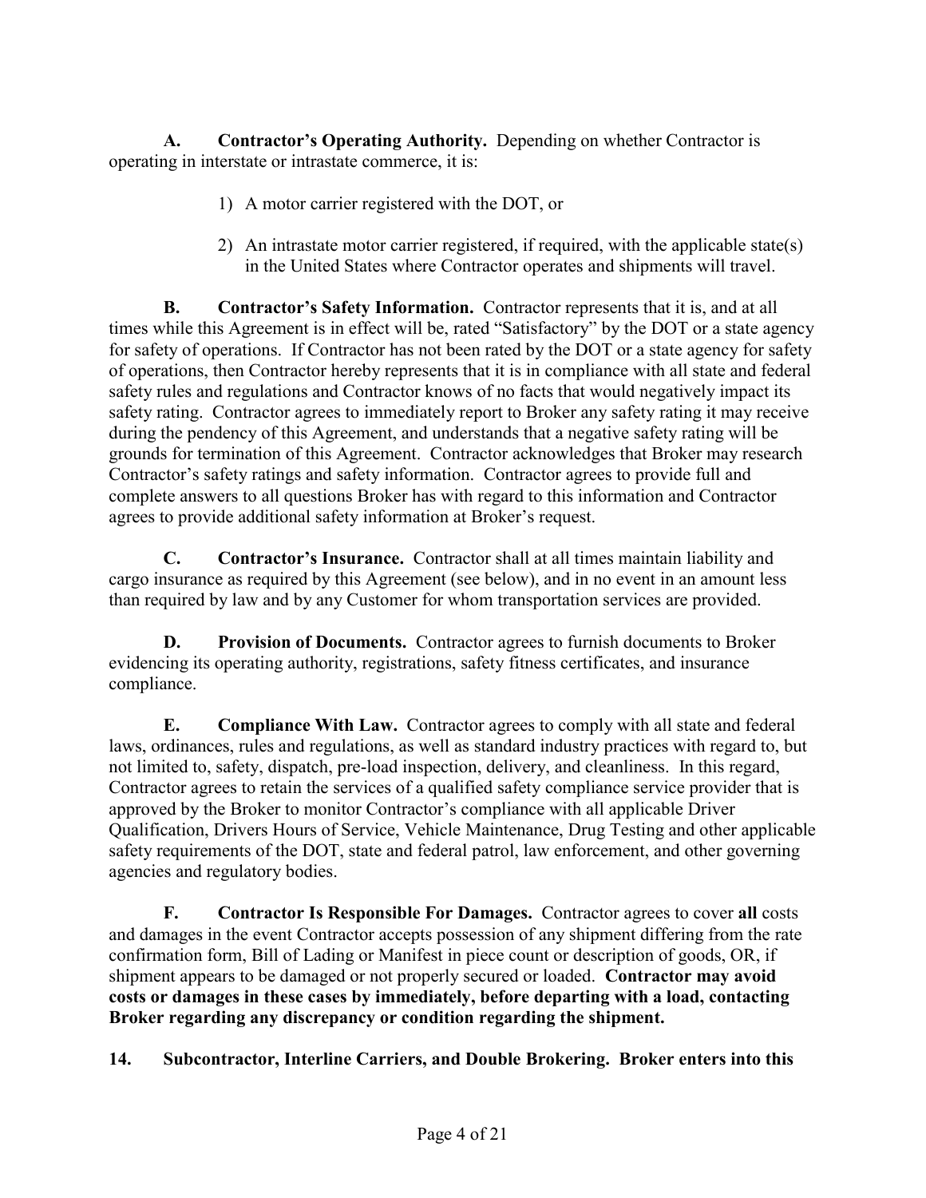**A. Contractor's Operating Authority.** Depending on whether Contractor is operating in interstate or intrastate commerce, it is:

1) A motor carrier registered with the DOT, or

2) An intrastate motor carrier registered, if required, with the applicable state(s) in the United States where Contractor operates and shipments will travel.

**B. Contractor's Safety Information.** Contractor represents that it is, and at all times while this Agreement is in effect will be, rated "Satisfactory" by the DOT or a state agency for safety of operations. If Contractor has not been rated by the DOT or a state agency for safety of operations, then Contractor hereby represents that it is in compliance with all state and federal safety rules and regulations and Contractor knows of no facts that would negatively impact its safety rating. Contractor agrees to immediately report to Broker any safety rating it may receive during the pendency of this Agreement, and understands that a negative safety rating will be grounds for termination of this Agreement. Contractor acknowledges that Broker may research Contractor's safety ratings and safety information. Contractor agrees to provide full and complete answers to all questions Broker has with regard to this information and Contractor agrees to provide additional safety information at Broker's request.

**C. Contractor's Insurance.** Contractor shall at all times maintain liability and cargo insurance as required by this Agreement (see below), and in no event in an amount less than required by law and by any Customer for whom transportation services are provided.

**D. Provision of Documents.** Contractor agrees to furnish documents to Broker evidencing its operating authority, registrations, safety fitness certificates, and insurance compliance.

**E. Compliance With Law.** Contractor agrees to comply with all state and federal laws, ordinances, rules and regulations, as well as standard industry practices with regard to, but not limited to, safety, dispatch, pre-load inspection, delivery, and cleanliness. In this regard, Contractor agrees to retain the services of a qualified safety compliance service provider that is approved by the Broker to monitor Contractor's compliance with all applicable Driver Qualification, Drivers Hours of Service, Vehicle Maintenance, Drug Testing and other applicable safety requirements of the DOT, state and federal patrol, law enforcement, and other governing agencies and regulatory bodies.

**F. Contractor Is Responsible For Damages.** Contractor agrees to cover **all** costs and damages in the event Contractor accepts possession of any shipment differing from the rate confirmation form, Bill of Lading or Manifest in piece count or description of goods, OR, if shipment appears to be damaged or not properly secured or loaded. **Contractor may avoid costs or damages in these cases by immediately, before departing with a load, contacting Broker regarding any discrepancy or condition regarding the shipment.**

**14. Subcontractor, Interline Carriers, and Double Brokering. Broker enters into this**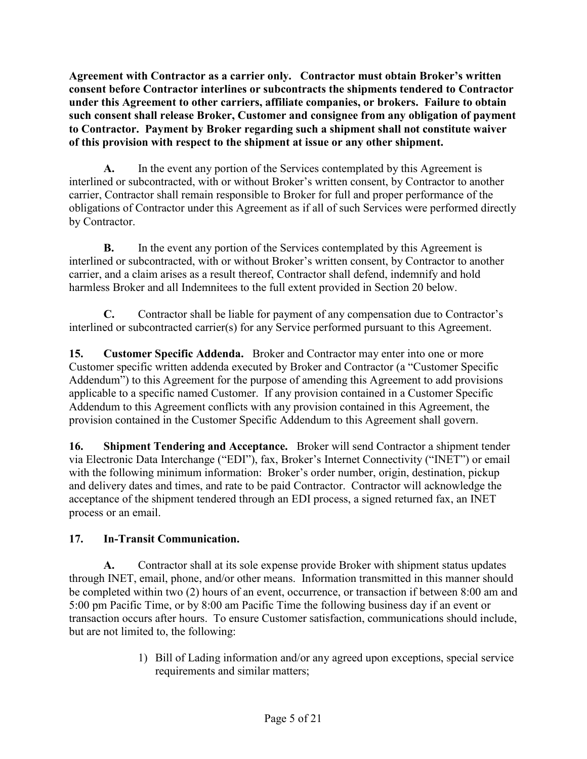**Agreement with Contractor as a carrier only. Contractor must obtain Broker's written consent before Contractor interlines or subcontracts the shipments tendered to Contractor under this Agreement to other carriers, affiliate companies, or brokers. Failure to obtain such consent shall release Broker, Customer and consignee from any obligation of payment to Contractor. Payment by Broker regarding such a shipment shall not constitute waiver of this provision with respect to the shipment at issue or any other shipment.**

**A.** In the event any portion of the Services contemplated by this Agreement is interlined or subcontracted, with or without Broker's written consent, by Contractor to another carrier, Contractor shall remain responsible to Broker for full and proper performance of the obligations of Contractor under this Agreement as if all of such Services were performed directly by Contractor.

**B.** In the event any portion of the Services contemplated by this Agreement is interlined or subcontracted, with or without Broker's written consent, by Contractor to another carrier, and a claim arises as a result thereof, Contractor shall defend, indemnify and hold harmless Broker and all Indemnitees to the full extent provided in Section 20 below.

**C.** Contractor shall be liable for payment of any compensation due to Contractor's interlined or subcontracted carrier(s) for any Service performed pursuant to this Agreement.

**15. Customer Specific Addenda.** Broker and Contractor may enter into one or more Customer specific written addenda executed by Broker and Contractor (a "Customer Specific Addendum") to this Agreement for the purpose of amending this Agreement to add provisions applicable to a specific named Customer. If any provision contained in a Customer Specific Addendum to this Agreement conflicts with any provision contained in this Agreement, the provision contained in the Customer Specific Addendum to this Agreement shall govern.

**16. Shipment Tendering and Acceptance.** Broker will send Contractor a shipment tender via Electronic Data Interchange ("EDI"), fax, Broker's Internet Connectivity ("INET") or email with the following minimum information: Broker's order number, origin, destination, pickup and delivery dates and times, and rate to be paid Contractor. Contractor will acknowledge the acceptance of the shipment tendered through an EDI process, a signed returned fax, an INET process or an email.

**17. In-Transit Communication.**

**A.** Contractor shall at its sole expense provide Broker with shipment status updates through INET, email, phone, and/or other means. Information transmitted in this manner should be completed within two (2) hours of an event, occurrence, or transaction if between 8:00 am and 5:00 pm Pacific Time, or by 8:00 am Pacific Time the following business day if an event or transaction occurs after hours. To ensure Customer satisfaction, communications should include, but are not limited to, the following:

1) Bill of Lading information and/or any agreed upon exceptions, special service requirements and similar matters;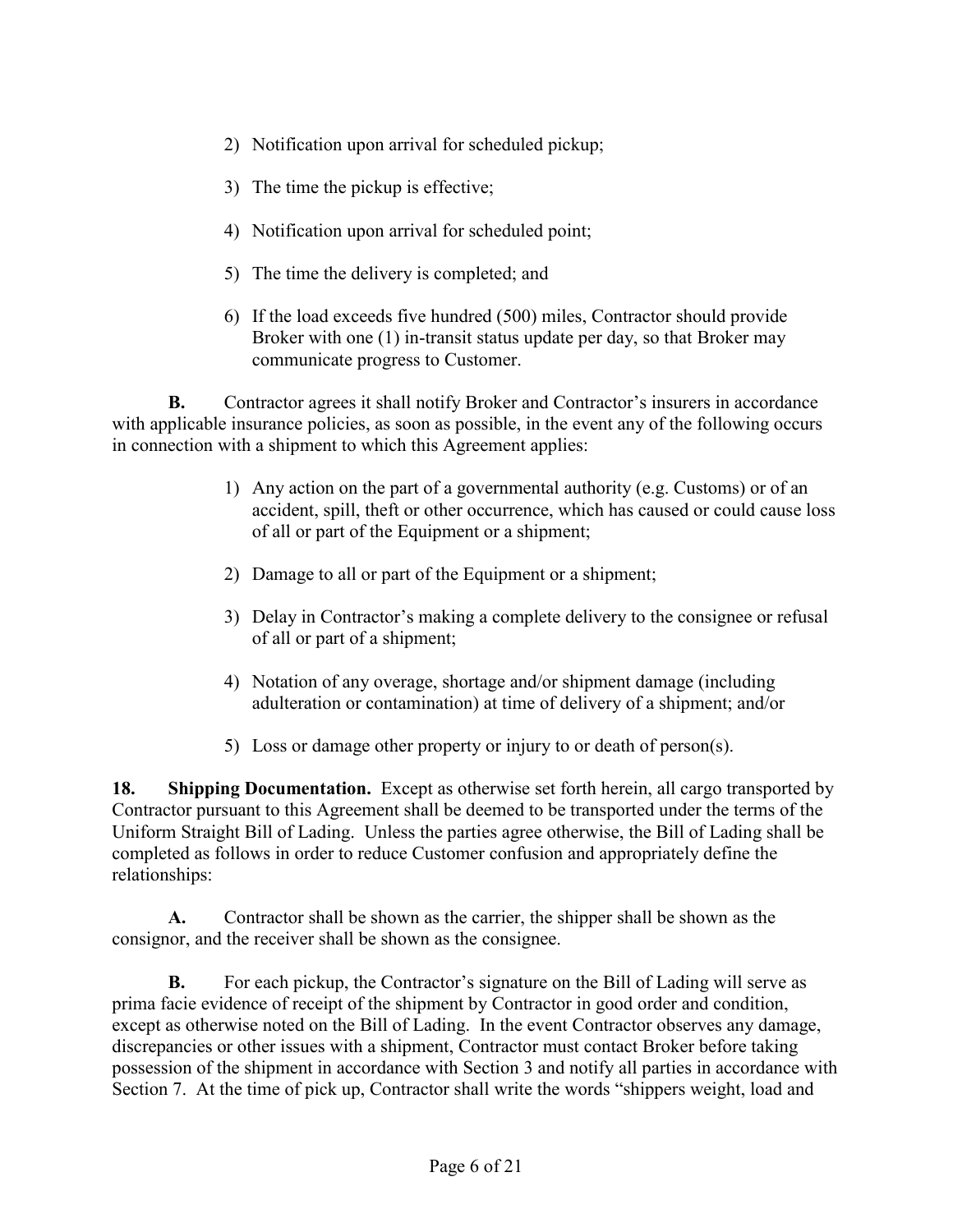2) Notification upon arrival for scheduled pickup;

3) The time the pickup is effective;

4) Notification upon arrival for scheduled point;

5) The time the delivery is completed; and

6) If the load exceeds five hundred (500) miles, Contractor should provide Broker with one (1) in-transit status update per day, so that Broker may communicate progress to Customer.

**B.** Contractor agrees it shall notify Broker and Contractor's insurers in accordance with applicable insurance policies, as soon as possible, in the event any of the following occurs in connection with a shipment to which this Agreement applies:

1) Any action on the part of a governmental authority (e.g. Customs) or of an accident, spill, theft or other occurrence, which has caused or could cause loss of all or part of the Equipment or a shipment;

2) Damage to all or part of the Equipment or a shipment;

3) Delay in Contractor's making a complete delivery to the consignee or refusal of all or part of a shipment;

4) Notation of any overage, shortage and/or shipment damage (including adulteration or contamination) at time of delivery of a shipment; and/or

5) Loss or damage other property or injury to or death of person(s).

**18. Shipping Documentation.** Except as otherwise set forth herein, all cargo transported by Contractor pursuant to this Agreement shall be deemed to be transported under the terms of the Uniform Straight Bill of Lading. Unless the parties agree otherwise, the Bill of Lading shall be completed as follows in order to reduce Customer confusion and appropriately define the relationships:

**A.** Contractor shall be shown as the carrier, the shipper shall be shown as the consignor, and the receiver shall be shown as the consignee.

**B.** For each pickup, the Contractor's signature on the Bill of Lading will serve as prima facie evidence of receipt of the shipment by Contractor in good order and condition, except as otherwise noted on the Bill of Lading. In the event Contractor observes any damage, discrepancies or other issues with a shipment, Contractor must contact Broker before taking possession of the shipment in accordance with Section 3 and notify all parties in accordance with Section 7. At the time of pick up, Contractor shall write the words "shippers weight, load and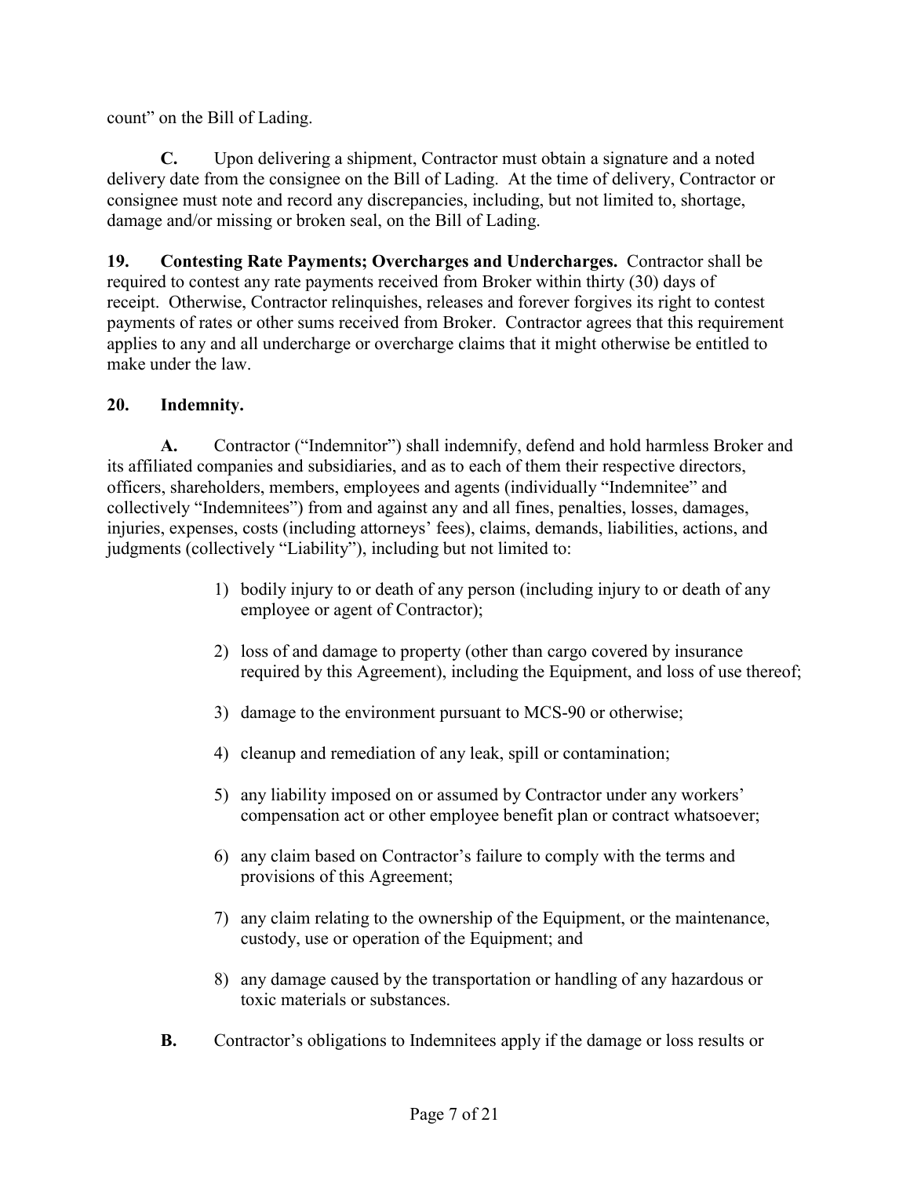count" on the Bill of Lading.

**C.** Upon delivering a shipment, Contractor must obtain a signature and a noted delivery date from the consignee on the Bill of Lading. At the time of delivery, Contractor or consignee must note and record any discrepancies, including, but not limited to, shortage, damage and/or missing or broken seal, on the Bill of Lading.

**19. Contesting Rate Payments; Overcharges and Undercharges.** Contractor shall be required to contest any rate payments received from Broker within thirty (30) days of receipt. Otherwise, Contractor relinquishes, releases and forever forgives its right to contest payments of rates or other sums received from Broker. Contractor agrees that this requirement applies to any and all undercharge or overcharge claims that it might otherwise be entitled to make under the law.

**20. Indemnity.**

**A.** Contractor ("Indemnitor") shall indemnify, defend and hold harmless Broker and its affiliated companies and subsidiaries, and as to each of them their respective directors, officers, shareholders, members, employees and agents (individually "Indemnitee" and collectively "Indemnitees") from and against any and all fines, penalties, losses, damages, injuries, expenses, costs (including attorneys' fees), claims, demands, liabilities, actions, and judgments (collectively "Liability"), including but not limited to:

1) bodily injury to or death of any person (including injury to or death of any employee or agent of Contractor);

2) loss of and damage to property (other than cargo covered by insurance required by this Agreement), including the Equipment, and loss of use thereof;

3) damage to the environment pursuant to MCS-90 or otherwise;

4) cleanup and remediation of any leak, spill or contamination;

5) any liability imposed on or assumed by Contractor under any workers' compensation act or other employee benefit plan or contract whatsoever;

6) any claim based on Contractor's failure to comply with the terms and provisions of this Agreement;

7) any claim relating to the ownership of the Equipment, or the maintenance, custody, use or operation of the Equipment; and

8) any damage caused by the transportation or handling of any hazardous or toxic materials or substances.

**B.** Contractor's obligations to Indemnitees apply if the damage or loss results or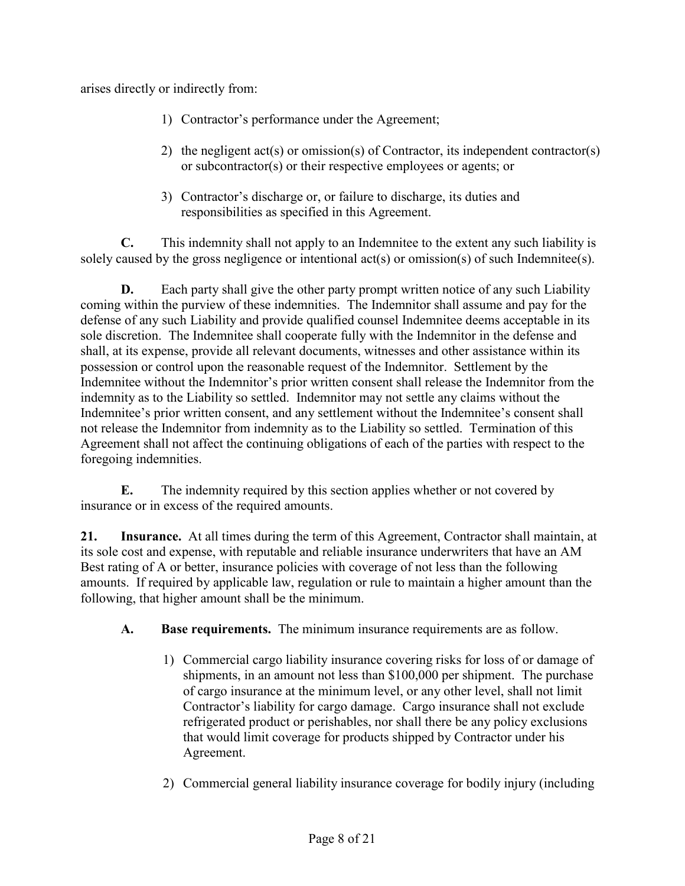arises directly or indirectly from:

1) Contractor's performance under the Agreement;

2) the negligent act(s) or omission(s) of Contractor, its independent contractor(s) or subcontractor(s) or their respective employees or agents; or

3) Contractor's discharge or, or failure to discharge, its duties and responsibilities as specified in this Agreement.

**C.** This indemnity shall not apply to an Indemnitee to the extent any such liability is solely caused by the gross negligence or intentional act(s) or omission(s) of such Indemnitee(s).

**D.** Each party shall give the other party prompt written notice of any such Liability coming within the purview of these indemnities. The Indemnitor shall assume and pay for the defense of any such Liability and provide qualified counsel Indemnitee deems acceptable in its sole discretion. The Indemnitee shall cooperate fully with the Indemnitor in the defense and shall, at its expense, provide all relevant documents, witnesses and other assistance within its possession or control upon the reasonable request of the Indemnitor. Settlement by the Indemnitee without the Indemnitor's prior written consent shall release the Indemnitor from the indemnity as to the Liability so settled. Indemnitor may not settle any claims without the Indemnitee's prior written consent, and any settlement without the Indemnitee's consent shall not release the Indemnitor from indemnity as to the Liability so settled. Termination of this Agreement shall not affect the continuing obligations of each of the parties with respect to the foregoing indemnities.

**E.** The indemnity required by this section applies whether or not covered by insurance or in excess of the required amounts.

**21. Insurance.** At all times during the term of this Agreement, Contractor shall maintain, at its sole cost and expense, with reputable and reliable insurance underwriters that have an AM Best rating of A or better, insurance policies with coverage of not less than the following amounts. If required by applicable law, regulation or rule to maintain a higher amount than the following, that higher amount shall be the minimum.

**A. Base requirements.** The minimum insurance requirements are as follow.

1) Commercial cargo liability insurance covering risks for loss of or damage of shipments, in an amount not less than $100,000 per shipment. The purchase of cargo insurance at the minimum level, or any other level, shall not limit Contractor's liability for cargo damage. Cargo insurance shall not exclude refrigerated product or perishables, nor shall there be any policy exclusions that would limit coverage for products shipped by Contractor under his Agreement.

2) Commercial general liability insurance coverage for bodily injury (including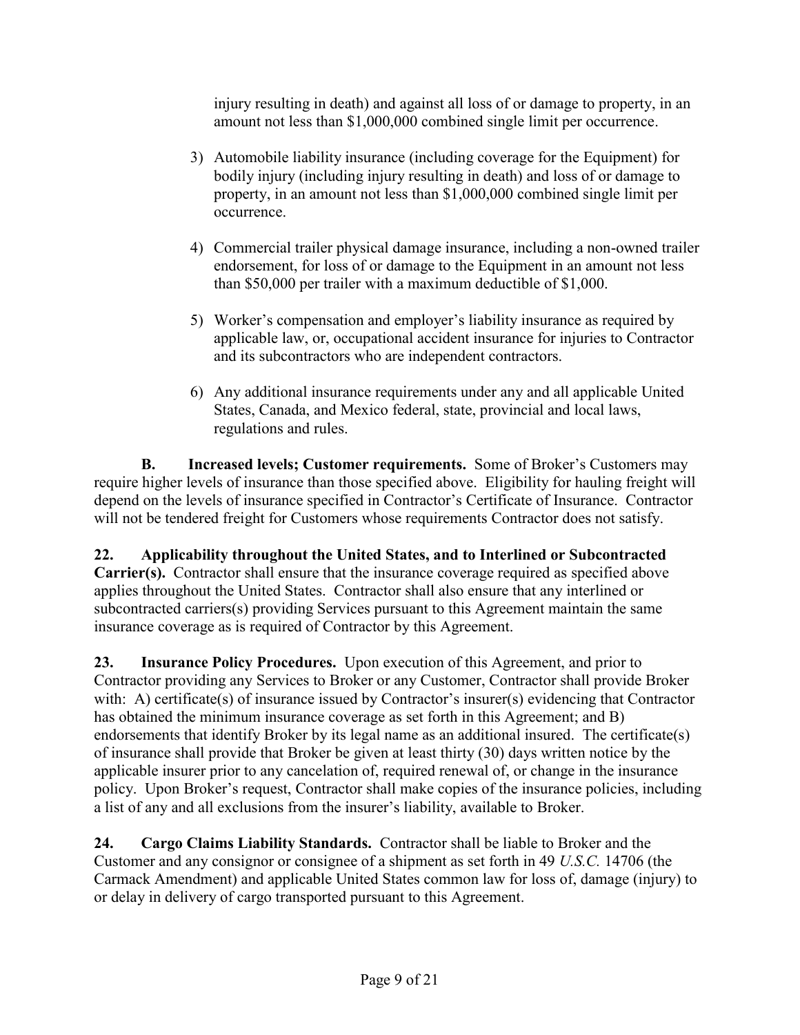injury resulting in death) and against all loss of or damage to property, in an amount not less than $1,000,000 combined single limit per occurrence.

3) Automobile liability insurance (including coverage for the Equipment) for bodily injury (including injury resulting in death) and loss of or damage to property, in an amount not less than $1,000,000 combined single limit per occurrence.

4) Commercial trailer physical damage insurance, including a non-owned trailer endorsement, for loss of or damage to the Equipment in an amount not less than $50,000 per trailer with a maximum deductible of $1,000.

5) Worker's compensation and employer's liability insurance as required by applicable law, or, occupational accident insurance for injuries to Contractor and its subcontractors who are independent contractors.

6) Any additional insurance requirements under any and all applicable United States, Canada, and Mexico federal, state, provincial and local laws, regulations and rules.

**B. Increased levels; Customer requirements.** Some of Broker's Customers may require higher levels of insurance than those specified above. Eligibility for hauling freight will depend on the levels of insurance specified in Contractor's Certificate of Insurance. Contractor will not be tendered freight for Customers whose requirements Contractor does not satisfy.

**22. Applicability throughout the United States, and to Interlined or Subcontracted Carrier(s).** Contractor shall ensure that the insurance coverage required as specified above applies throughout the United States. Contractor shall also ensure that any interlined or subcontracted carriers(s) providing Services pursuant to this Agreement maintain the same insurance coverage as is required of Contractor by this Agreement.

**23. Insurance Policy Procedures.** Upon execution of this Agreement, and prior to Contractor providing any Services to Broker or any Customer, Contractor shall provide Broker with: A) certificate(s) of insurance issued by Contractor's insurer(s) evidencing that Contractor has obtained the minimum insurance coverage as set forth in this Agreement; and B) endorsements that identify Broker by its legal name as an additional insured. The certificate(s) of insurance shall provide that Broker be given at least thirty (30) days written notice by the applicable insurer prior to any cancelation of, required renewal of, or change in the insurance policy. Upon Broker's request, Contractor shall make copies of the insurance policies, including a list of any and all exclusions from the insurer's liability, available to Broker.

**24. Cargo Claims Liability Standards.** Contractor shall be liable to Broker and the Customer and any consignor or consignee of a shipment as set forth in 49 *U.S.C.* 14706 (the Carmack Amendment) and applicable United States common law for loss of, damage (injury) to or delay in delivery of cargo transported pursuant to this Agreement.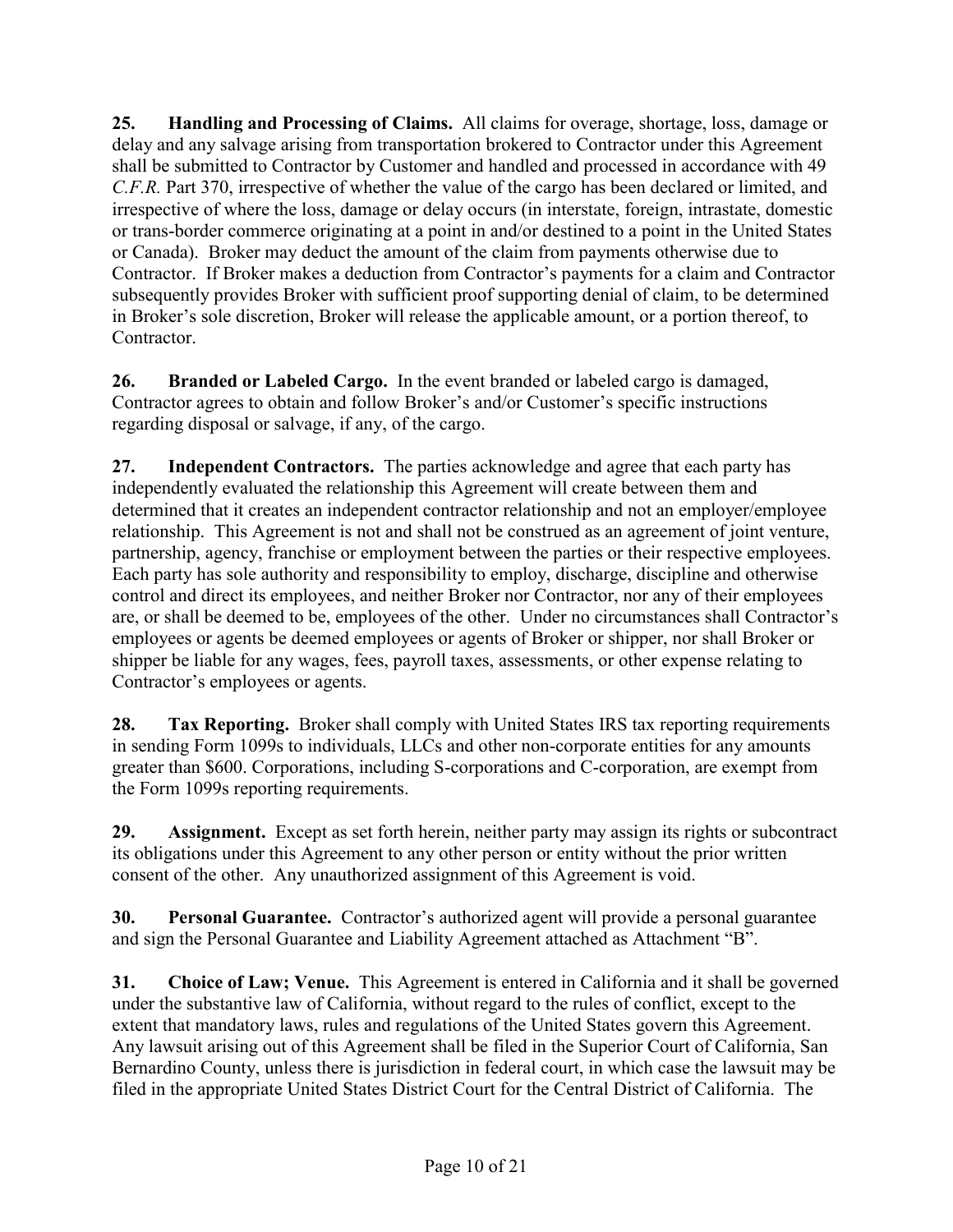**25. Handling and Processing of Claims.** All claims for overage, shortage, loss, damage or delay and any salvage arising from transportation brokered to Contractor under this Agreement shall be submitted to Contractor by Customer and handled and processed in accordance with 49 *C.F.R.* Part 370, irrespective of whether the value of the cargo has been declared or limited, and irrespective of where the loss, damage or delay occurs (in interstate, foreign, intrastate, domestic or trans-border commerce originating at a point in and/or destined to a point in the United States or Canada). Broker may deduct the amount of the claim from payments otherwise due to Contractor. If Broker makes a deduction from Contractor's payments for a claim and Contractor subsequently provides Broker with sufficient proof supporting denial of claim, to be determined in Broker's sole discretion, Broker will release the applicable amount, or a portion thereof, to Contractor.

**26. Branded or Labeled Cargo.** In the event branded or labeled cargo is damaged, Contractor agrees to obtain and follow Broker's and/or Customer's specific instructions regarding disposal or salvage, if any, of the cargo.

**27. Independent Contractors.** The parties acknowledge and agree that each party has independently evaluated the relationship this Agreement will create between them and determined that it creates an independent contractor relationship and not an employer/employee relationship. This Agreement is not and shall not be construed as an agreement of joint venture, partnership, agency, franchise or employment between the parties or their respective employees. Each party has sole authority and responsibility to employ, discharge, discipline and otherwise control and direct its employees, and neither Broker nor Contractor, nor any of their employees are, or shall be deemed to be, employees of the other. Under no circumstances shall Contractor's employees or agents be deemed employees or agents of Broker or shipper, nor shall Broker or shipper be liable for any wages, fees, payroll taxes, assessments, or other expense relating to Contractor's employees or agents.

**28. Tax Reporting.** Broker shall comply with United States IRS tax reporting requirements in sending Form 1099s to individuals, LLCs and other non-corporate entities for any amounts greater than $600. Corporations, including S-corporations and C-corporation, are exempt from the Form 1099s reporting requirements.

**29. Assignment.** Except as set forth herein, neither party may assign its rights or subcontract its obligations under this Agreement to any other person or entity without the prior written consent of the other. Any unauthorized assignment of this Agreement is void.

**30. Personal Guarantee.** Contractor's authorized agent will provide a personal guarantee and sign the Personal Guarantee and Liability Agreement attached as Attachment "B".

**31. Choice of Law; Venue.** This Agreement is entered in California and it shall be governed under the substantive law of California, without regard to the rules of conflict, except to the extent that mandatory laws, rules and regulations of the United States govern this Agreement. Any lawsuit arising out of this Agreement shall be filed in the Superior Court of California, San Bernardino County, unless there is jurisdiction in federal court, in which case the lawsuit may be filed in the appropriate United States District Court for the Central District of California. The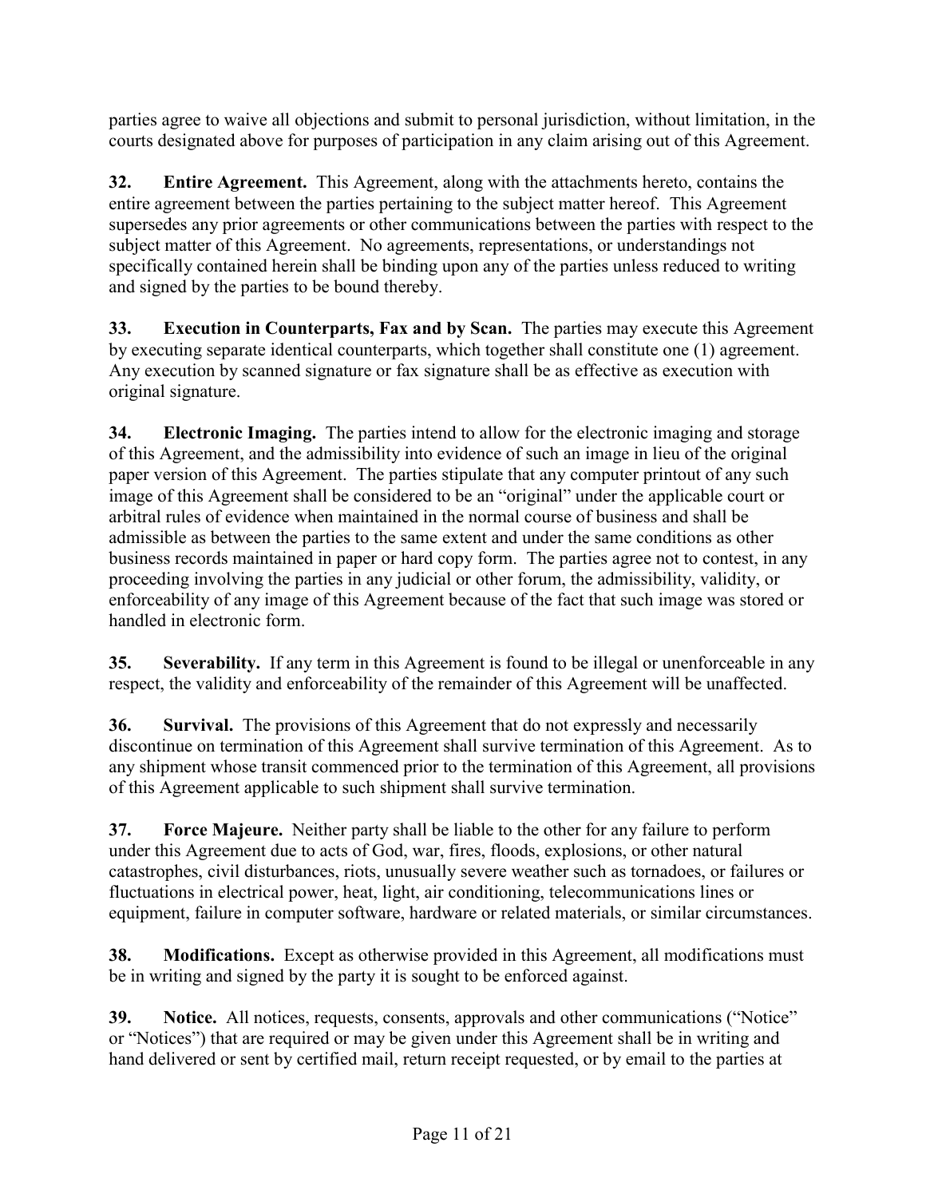parties agree to waive all objections and submit to personal jurisdiction, without limitation, in the courts designated above for purposes of participation in any claim arising out of this Agreement.

**32. Entire Agreement.** This Agreement, along with the attachments hereto, contains the entire agreement between the parties pertaining to the subject matter hereof. This Agreement supersedes any prior agreements or other communications between the parties with respect to the subject matter of this Agreement. No agreements, representations, or understandings not specifically contained herein shall be binding upon any of the parties unless reduced to writing and signed by the parties to be bound thereby.

**33. Execution in Counterparts, Fax and by Scan.** The parties may execute this Agreement by executing separate identical counterparts, which together shall constitute one (1) agreement. Any execution by scanned signature or fax signature shall be as effective as execution with original signature.

**34. Electronic Imaging.** The parties intend to allow for the electronic imaging and storage of this Agreement, and the admissibility into evidence of such an image in lieu of the original paper version of this Agreement. The parties stipulate that any computer printout of any such image of this Agreement shall be considered to be an "original" under the applicable court or arbitral rules of evidence when maintained in the normal course of business and shall be admissible as between the parties to the same extent and under the same conditions as other business records maintained in paper or hard copy form. The parties agree not to contest, in any proceeding involving the parties in any judicial or other forum, the admissibility, validity, or enforceability of any image of this Agreement because of the fact that such image was stored or handled in electronic form.

**35. Severability.** If any term in this Agreement is found to be illegal or unenforceable in any respect, the validity and enforceability of the remainder of this Agreement will be unaffected.

**36. Survival.** The provisions of this Agreement that do not expressly and necessarily discontinue on termination of this Agreement shall survive termination of this Agreement. As to any shipment whose transit commenced prior to the termination of this Agreement, all provisions of this Agreement applicable to such shipment shall survive termination.

**37. Force Majeure.** Neither party shall be liable to the other for any failure to perform under this Agreement due to acts of God, war, fires, floods, explosions, or other natural catastrophes, civil disturbances, riots, unusually severe weather such as tornadoes, or failures or fluctuations in electrical power, heat, light, air conditioning, telecommunications lines or equipment, failure in computer software, hardware or related materials, or similar circumstances.

**38. Modifications.** Except as otherwise provided in this Agreement, all modifications must be in writing and signed by the party it is sought to be enforced against.

**39. Notice.** All notices, requests, consents, approvals and other communications ("Notice" or "Notices") that are required or may be given under this Agreement shall be in writing and hand delivered or sent by certified mail, return receipt requested, or by email to the parties at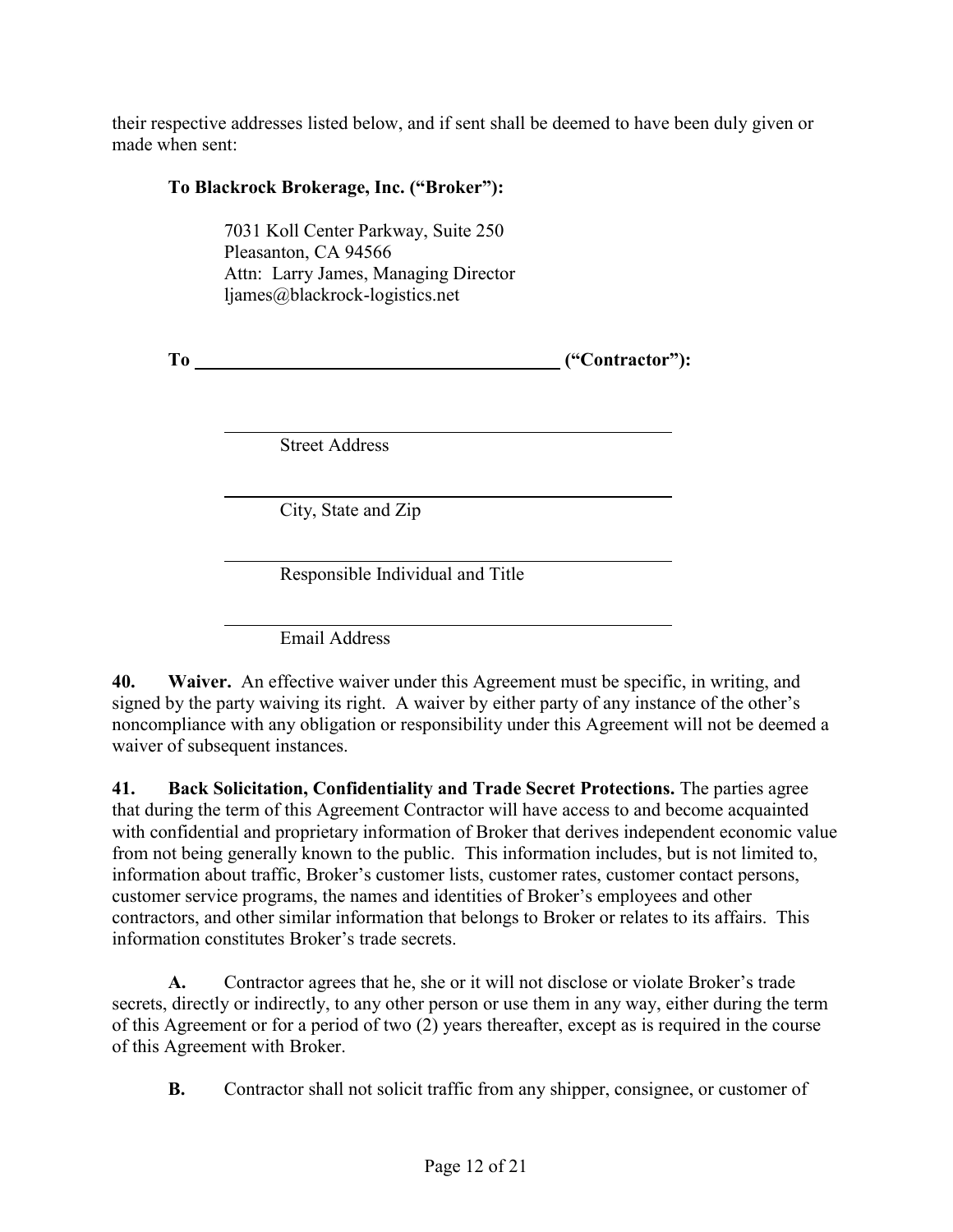their respective addresses listed below, and if sent shall be deemed to have been duly given or made when sent:

**To Blackrock Brokerage, Inc. ("Broker"):**

7031 Koll Center Parkway, Suite 250
Pleasanton, CA 94566
Attn: Larry James, Managing Director
ljames@blackrock-logistics.net

**To \_\_\_\_\_\_\_\_\_\_\_\_\_\_\_\_\_\_\_\_\_\_\_\_\_\_\_\_\_\_\_\_\_\_\_\_\_\_\_\_ ("Contractor"):**

\_\_\_\_\_\_\_\_\_\_\_\_\_\_\_\_\_\_\_\_\_\_\_\_\_\_\_\_\_\_\_\_\_\_\_\_\_\_\_\_
Street Address

\_\_\_\_\_\_\_\_\_\_\_\_\_\_\_\_\_\_\_\_\_\_\_\_\_\_\_\_\_\_\_\_\_\_\_\_\_\_\_\_
City, State and Zip

\_\_\_\_\_\_\_\_\_\_\_\_\_\_\_\_\_\_\_\_\_\_\_\_\_\_\_\_\_\_\_\_\_\_\_\_\_\_\_\_
Responsible Individual and Title

\_\_\_\_\_\_\_\_\_\_\_\_\_\_\_\_\_\_\_\_\_\_\_\_\_\_\_\_\_\_\_\_\_\_\_\_\_\_\_\_
Email Address

**40. Waiver.** An effective waiver under this Agreement must be specific, in writing, and signed by the party waiving its right. A waiver by either party of any instance of the other's noncompliance with any obligation or responsibility under this Agreement will not be deemed a waiver of subsequent instances.

**41. Back Solicitation, Confidentiality and Trade Secret Protections.** The parties agree that during the term of this Agreement Contractor will have access to and become acquainted with confidential and proprietary information of Broker that derives independent economic value from not being generally known to the public. This information includes, but is not limited to, information about traffic, Broker's customer lists, customer rates, customer contact persons, customer service programs, the names and identities of Broker's employees and other contractors, and other similar information that belongs to Broker or relates to its affairs. This information constitutes Broker's trade secrets.

**A.** Contractor agrees that he, she or it will not disclose or violate Broker's trade secrets, directly or indirectly, to any other person or use them in any way, either during the term of this Agreement or for a period of two (2) years thereafter, except as is required in the course of this Agreement with Broker.

**B.** Contractor shall not solicit traffic from any shipper, consignee, or customer of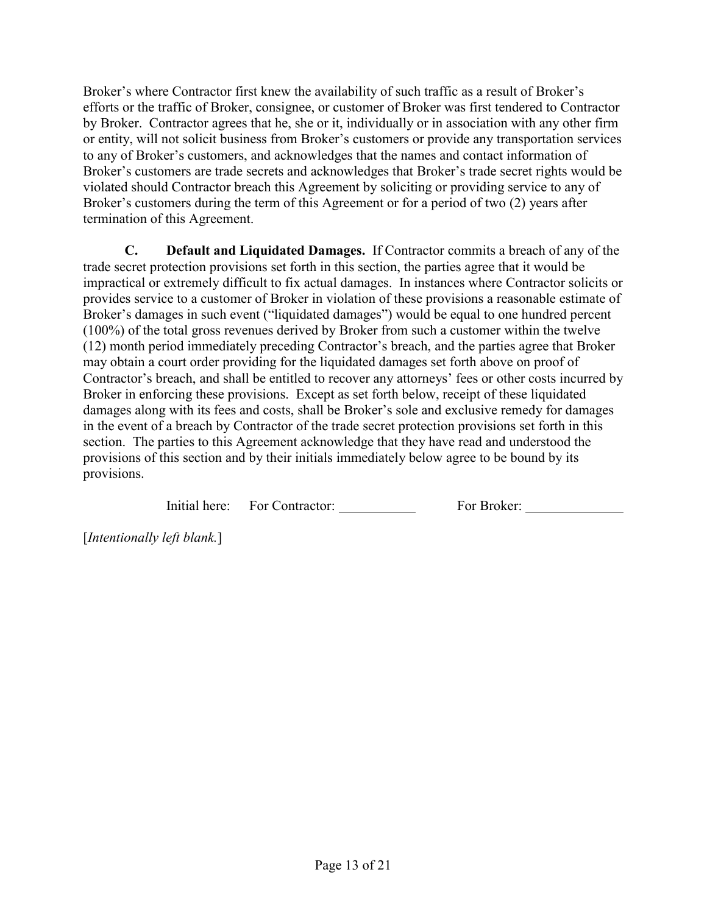Broker's where Contractor first knew the availability of such traffic as a result of Broker's efforts or the traffic of Broker, consignee, or customer of Broker was first tendered to Contractor by Broker. Contractor agrees that he, she or it, individually or in association with any other firm or entity, will not solicit business from Broker's customers or provide any transportation services to any of Broker's customers, and acknowledges that the names and contact information of Broker's customers are trade secrets and acknowledges that Broker's trade secret rights would be violated should Contractor breach this Agreement by soliciting or providing service to any of Broker's customers during the term of this Agreement or for a period of two (2) years after termination of this Agreement.

**C. Default and Liquidated Damages.** If Contractor commits a breach of any of the trade secret protection provisions set forth in this section, the parties agree that it would be impractical or extremely difficult to fix actual damages. In instances where Contractor solicits or provides service to a customer of Broker in violation of these provisions a reasonable estimate of Broker's damages in such event ("liquidated damages") would be equal to one hundred percent (100%) of the total gross revenues derived by Broker from such a customer within the twelve (12) month period immediately preceding Contractor's breach, and the parties agree that Broker may obtain a court order providing for the liquidated damages set forth above on proof of Contractor's breach, and shall be entitled to recover any attorneys' fees or other costs incurred by Broker in enforcing these provisions. Except as set forth below, receipt of these liquidated damages along with its fees and costs, shall be Broker's sole and exclusive remedy for damages in the event of a breach by Contractor of the trade secret protection provisions set forth in this section. The parties to this Agreement acknowledge that they have read and understood the provisions of this section and by their initials immediately below agree to be bound by its provisions.

Initial here: For Contractor: ___________ For Broker: ______________

[*Intentionally left blank.*]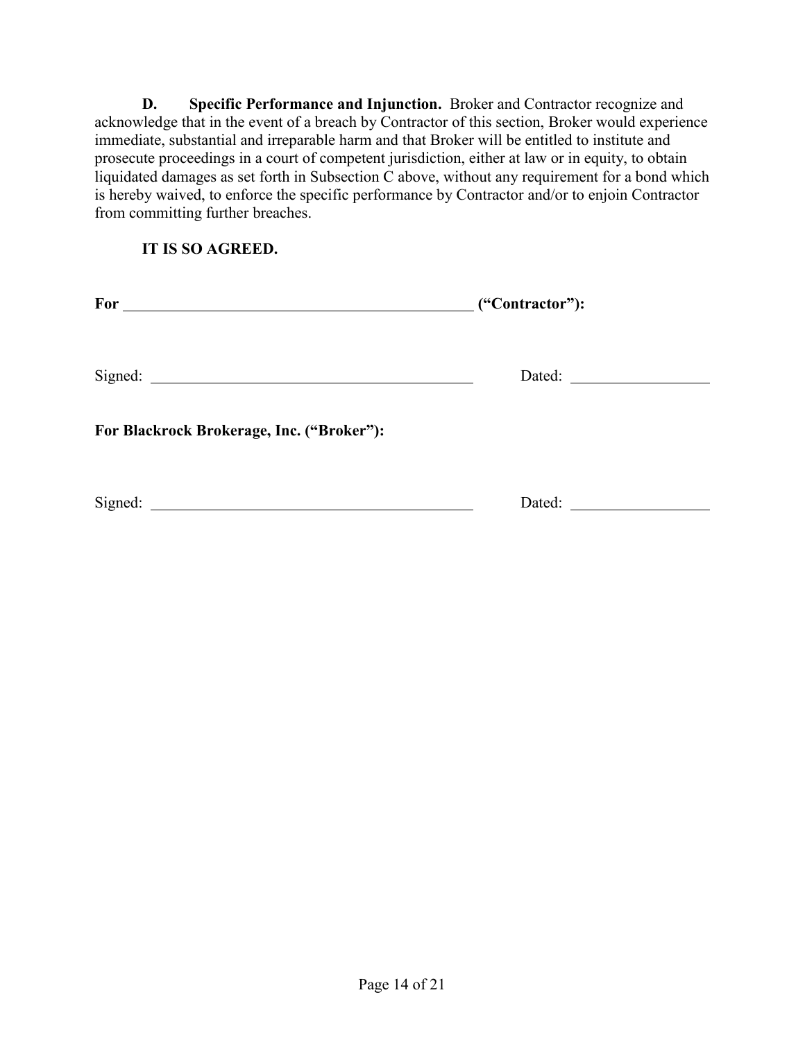**D. Specific Performance and Injunction.** Broker and Contractor recognize and acknowledge that in the event of a breach by Contractor of this section, Broker would experience immediate, substantial and irreparable harm and that Broker will be entitled to institute and prosecute proceedings in a court of competent jurisdiction, either at law or in equity, to obtain liquidated damages as set forth in Subsection C above, without any requirement for a bond which is hereby waived, to enforce the specific performance by Contractor and/or to enjoin Contractor from committing further breaches.

**IT IS SO AGREED.**

**For \_\_\_\_\_\_\_\_\_\_\_\_\_\_\_\_\_\_\_\_\_\_\_\_\_\_\_\_\_\_\_\_\_\_\_\_\_\_\_\_ ("Contractor"):**

Signed: \_\_\_\_\_\_\_\_\_\_\_\_\_\_\_\_\_\_\_\_\_\_\_\_\_\_\_\_\_\_\_\_\_\_\_\_ Dated: \_\_\_\_\_\_\_\_\_\_\_\_\_\_\_\_

**For Blackrock Brokerage, Inc. ("Broker"):**

Signed: \_\_\_\_\_\_\_\_\_\_\_\_\_\_\_\_\_\_\_\_\_\_\_\_\_\_\_\_\_\_\_\_\_\_\_\_ Dated: \_\_\_\_\_\_\_\_\_\_\_\_\_\_\_\_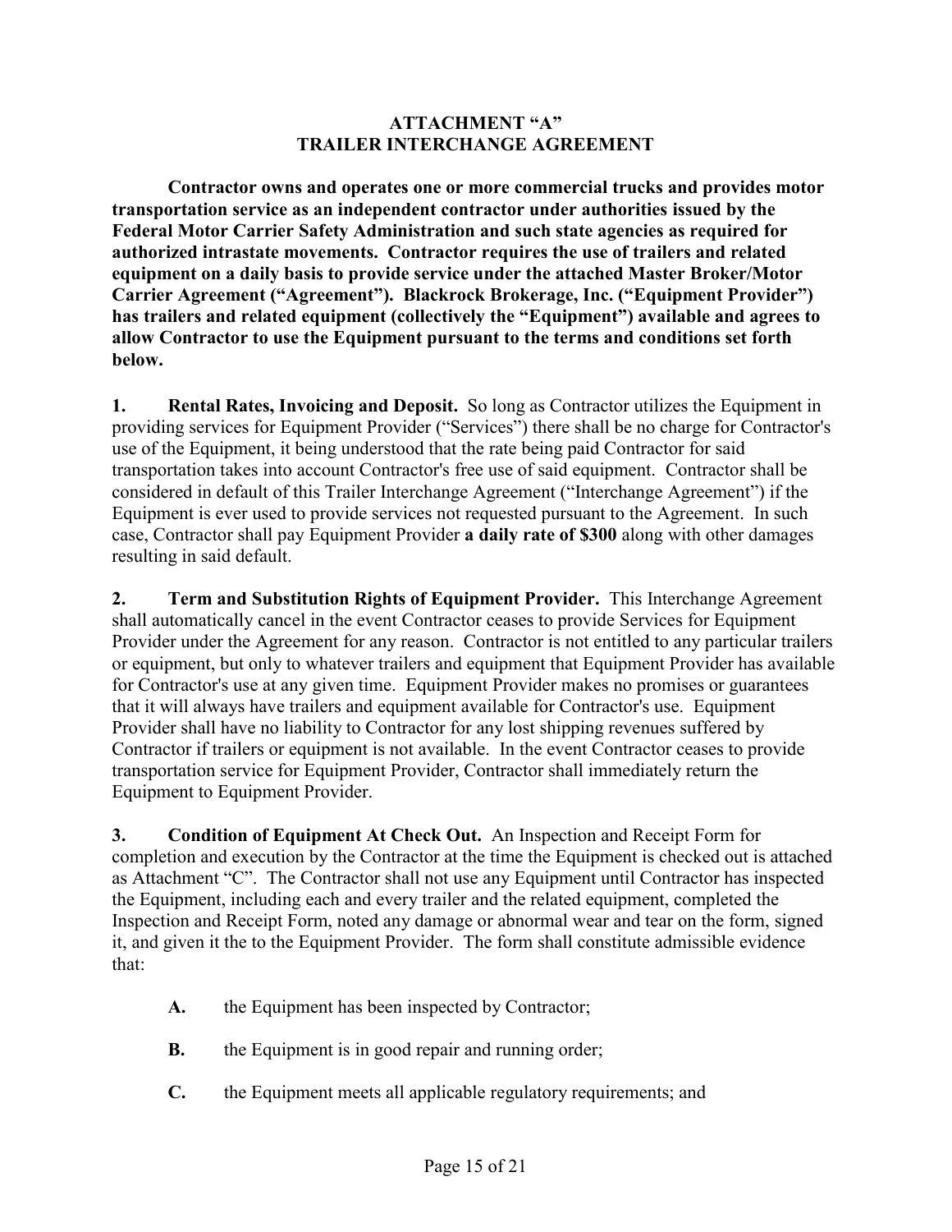# ATTACHMENT "A"
# TRAILER INTERCHANGE AGREEMENT

**Contractor owns and operates one or more commercial trucks and provides motor transportation service as an independent contractor under authorities issued by the Federal Motor Carrier Safety Administration and such state agencies as required for authorized intrastate movements. Contractor requires the use of trailers and related equipment on a daily basis to provide service under the attached Master Broker/Motor Carrier Agreement ("Agreement"). Blackrock Brokerage, Inc. ("Equipment Provider") has trailers and related equipment (collectively the "Equipment") available and agrees to allow Contractor to use the Equipment pursuant to the terms and conditions set forth below.**

**1. Rental Rates, Invoicing and Deposit.** So long as Contractor utilizes the Equipment in providing services for Equipment Provider ("Services") there shall be no charge for Contractor's use of the Equipment, it being understood that the rate being paid Contractor for said transportation takes into account Contractor's free use of said equipment. Contractor shall be considered in default of this Trailer Interchange Agreement ("Interchange Agreement") if the Equipment is ever used to provide services not requested pursuant to the Agreement. In such case, Contractor shall pay Equipment Provider **a daily rate of $300** along with other damages resulting in said default.

**2. Term and Substitution Rights of Equipment Provider.** This Interchange Agreement shall automatically cancel in the event Contractor ceases to provide Services for Equipment Provider under the Agreement for any reason. Contractor is not entitled to any particular trailers or equipment, but only to whatever trailers and equipment that Equipment Provider has available for Contractor's use at any given time. Equipment Provider makes no promises or guarantees that it will always have trailers and equipment available for Contractor's use. Equipment Provider shall have no liability to Contractor for any lost shipping revenues suffered by Contractor if trailers or equipment is not available. In the event Contractor ceases to provide transportation service for Equipment Provider, Contractor shall immediately return the Equipment to Equipment Provider.

**3. Condition of Equipment At Check Out.** An Inspection and Receipt Form for completion and execution by the Contractor at the time the Equipment is checked out is attached as Attachment "C". The Contractor shall not use any Equipment until Contractor has inspected the Equipment, including each and every trailer and the related equipment, completed the Inspection and Receipt Form, noted any damage or abnormal wear and tear on the form, signed it, and given it the to the Equipment Provider. The form shall constitute admissible evidence that:

- **A.** the Equipment has been inspected by Contractor;
- **B.** the Equipment is in good repair and running order;
- **C.** the Equipment meets all applicable regulatory requirements; and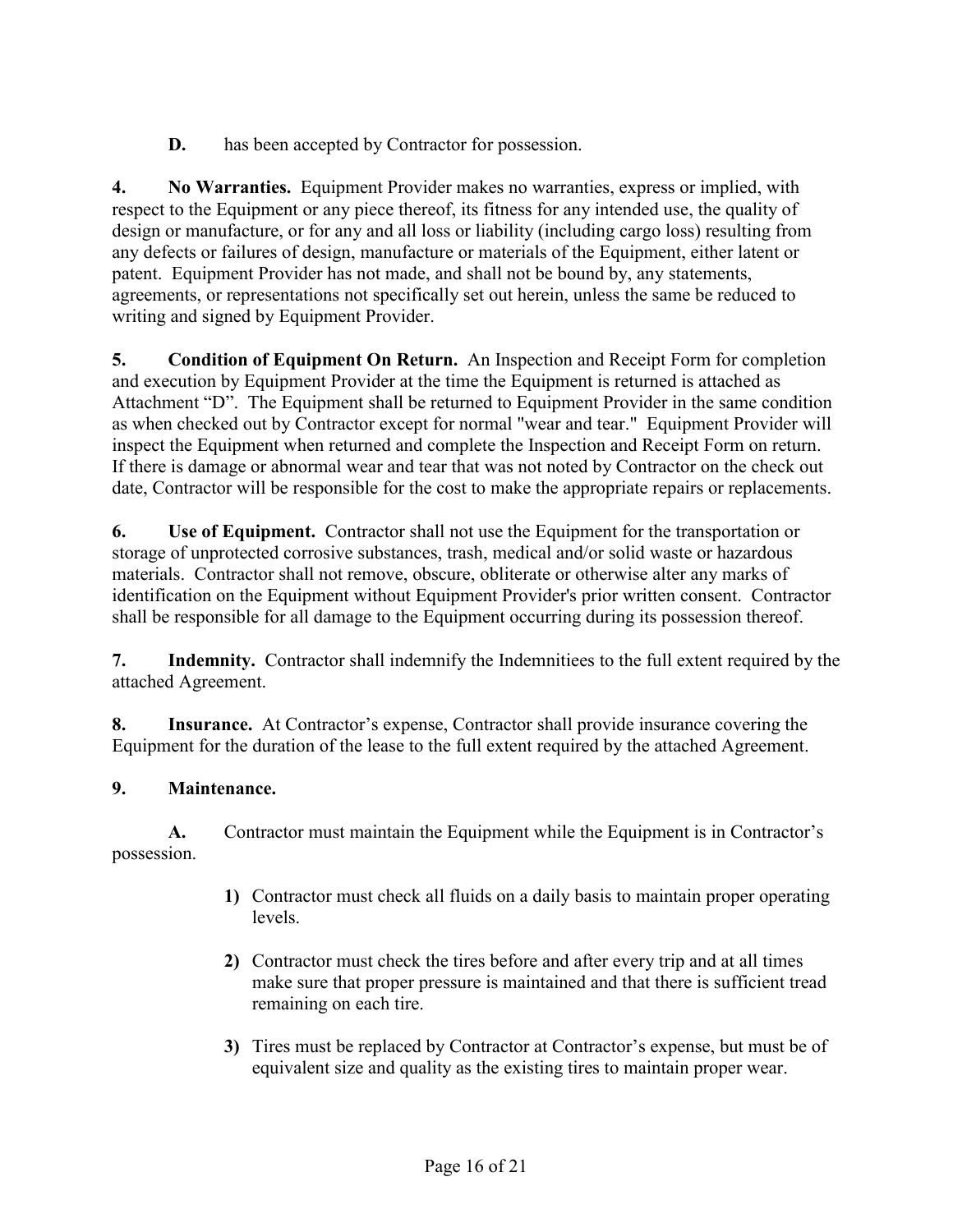**D.** has been accepted by Contractor for possession.

**4. No Warranties.** Equipment Provider makes no warranties, express or implied, with respect to the Equipment or any piece thereof, its fitness for any intended use, the quality of design or manufacture, or for any and all loss or liability (including cargo loss) resulting from any defects or failures of design, manufacture or materials of the Equipment, either latent or patent. Equipment Provider has not made, and shall not be bound by, any statements, agreements, or representations not specifically set out herein, unless the same be reduced to writing and signed by Equipment Provider.

**5. Condition of Equipment On Return.** An Inspection and Receipt Form for completion and execution by Equipment Provider at the time the Equipment is returned is attached as Attachment "D". The Equipment shall be returned to Equipment Provider in the same condition as when checked out by Contractor except for normal "wear and tear." Equipment Provider will inspect the Equipment when returned and complete the Inspection and Receipt Form on return. If there is damage or abnormal wear and tear that was not noted by Contractor on the check out date, Contractor will be responsible for the cost to make the appropriate repairs or replacements.

**6. Use of Equipment.** Contractor shall not use the Equipment for the transportation or storage of unprotected corrosive substances, trash, medical and/or solid waste or hazardous materials. Contractor shall not remove, obscure, obliterate or otherwise alter any marks of identification on the Equipment without Equipment Provider's prior written consent. Contractor shall be responsible for all damage to the Equipment occurring during its possession thereof.

**7. Indemnity.** Contractor shall indemnify the Indemnitiees to the full extent required by the attached Agreement.

**8. Insurance.** At Contractor's expense, Contractor shall provide insurance covering the Equipment for the duration of the lease to the full extent required by the attached Agreement.

**9. Maintenance.**

**A.** Contractor must maintain the Equipment while the Equipment is in Contractor's possession.

**1)** Contractor must check all fluids on a daily basis to maintain proper operating levels.

**2)** Contractor must check the tires before and after every trip and at all times make sure that proper pressure is maintained and that there is sufficient tread remaining on each tire.

**3)** Tires must be replaced by Contractor at Contractor's expense, but must be of equivalent size and quality as the existing tires to maintain proper wear.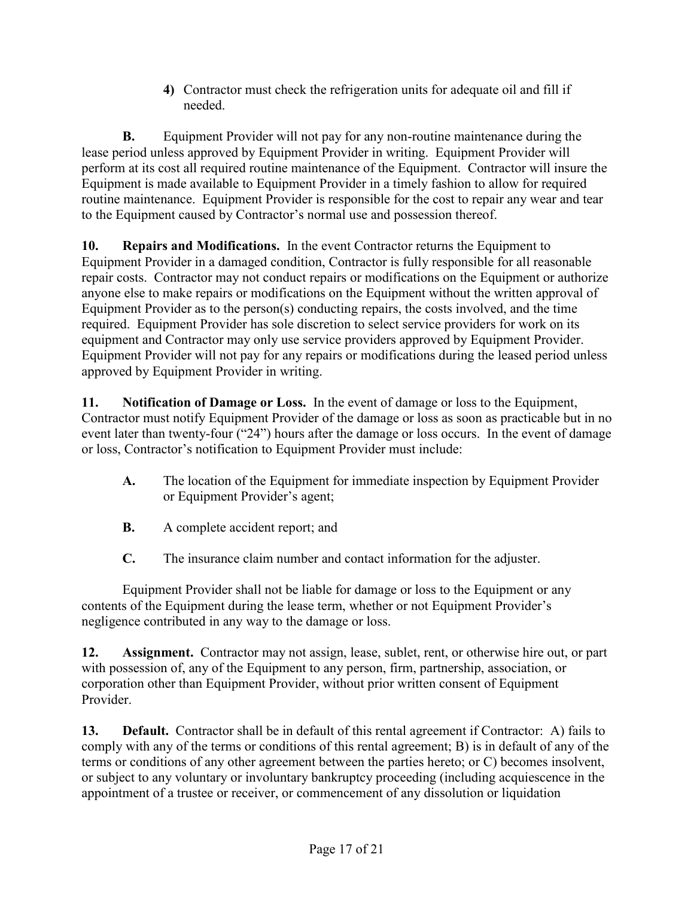**4)** Contractor must check the refrigeration units for adequate oil and fill if needed.

**B.** Equipment Provider will not pay for any non-routine maintenance during the lease period unless approved by Equipment Provider in writing. Equipment Provider will perform at its cost all required routine maintenance of the Equipment. Contractor will insure the Equipment is made available to Equipment Provider in a timely fashion to allow for required routine maintenance. Equipment Provider is responsible for the cost to repair any wear and tear to the Equipment caused by Contractor's normal use and possession thereof.

**10. Repairs and Modifications.** In the event Contractor returns the Equipment to Equipment Provider in a damaged condition, Contractor is fully responsible for all reasonable repair costs. Contractor may not conduct repairs or modifications on the Equipment or authorize anyone else to make repairs or modifications on the Equipment without the written approval of Equipment Provider as to the person(s) conducting repairs, the costs involved, and the time required. Equipment Provider has sole discretion to select service providers for work on its equipment and Contractor may only use service providers approved by Equipment Provider. Equipment Provider will not pay for any repairs or modifications during the leased period unless approved by Equipment Provider in writing.

**11. Notification of Damage or Loss.** In the event of damage or loss to the Equipment, Contractor must notify Equipment Provider of the damage or loss as soon as practicable but in no event later than twenty-four ("24") hours after the damage or loss occurs. In the event of damage or loss, Contractor's notification to Equipment Provider must include:

**A.** The location of the Equipment for immediate inspection by Equipment Provider or Equipment Provider's agent;

**B.** A complete accident report; and

**C.** The insurance claim number and contact information for the adjuster.

Equipment Provider shall not be liable for damage or loss to the Equipment or any contents of the Equipment during the lease term, whether or not Equipment Provider's negligence contributed in any way to the damage or loss.

**12. Assignment.** Contractor may not assign, lease, sublet, rent, or otherwise hire out, or part with possession of, any of the Equipment to any person, firm, partnership, association, or corporation other than Equipment Provider, without prior written consent of Equipment Provider.

**13. Default.** Contractor shall be in default of this rental agreement if Contractor: A) fails to comply with any of the terms or conditions of this rental agreement; B) is in default of any of the terms or conditions of any other agreement between the parties hereto; or C) becomes insolvent, or subject to any voluntary or involuntary bankruptcy proceeding (including acquiescence in the appointment of a trustee or receiver, or commencement of any dissolution or liquidation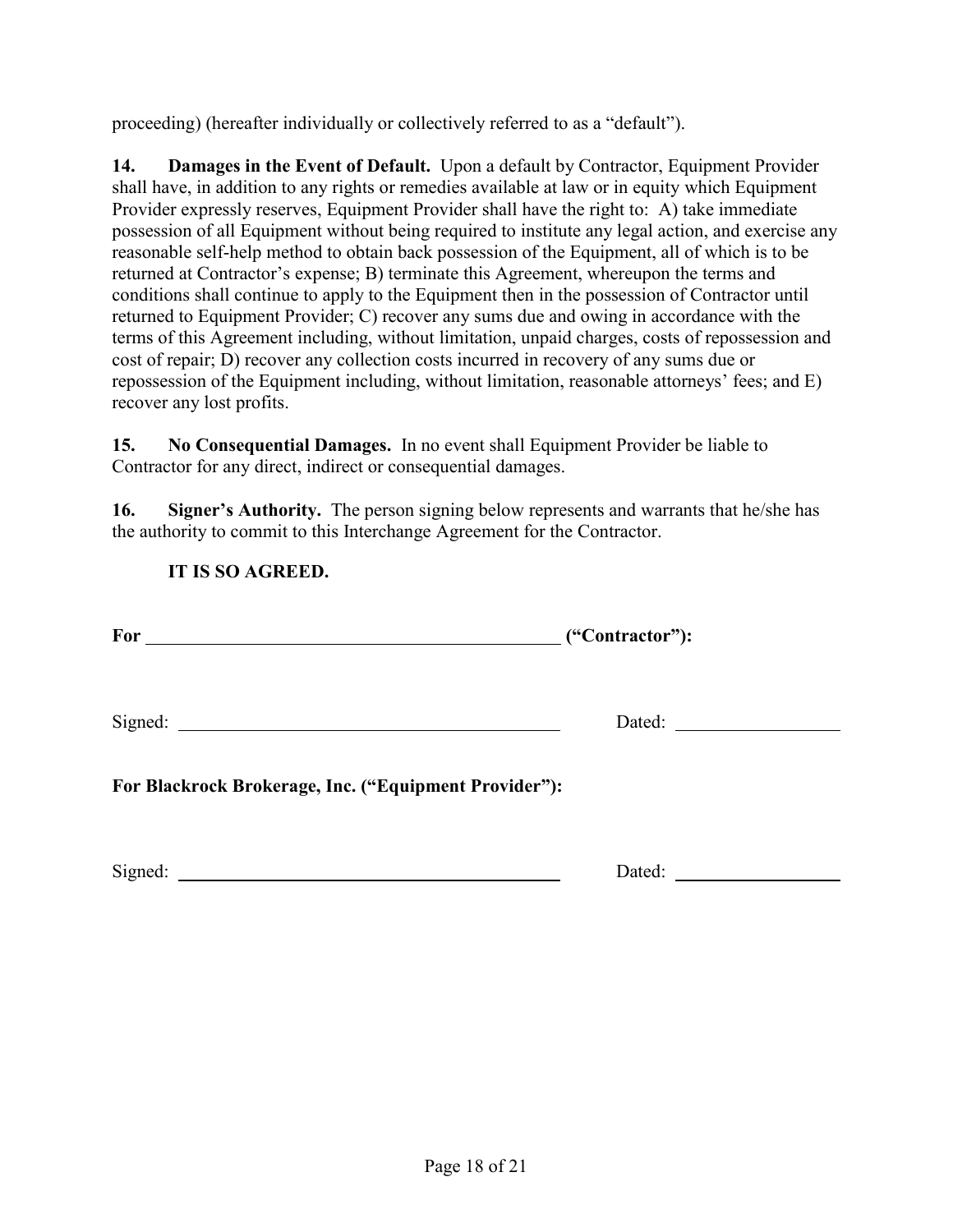proceeding) (hereafter individually or collectively referred to as a "default").

**14. Damages in the Event of Default.** Upon a default by Contractor, Equipment Provider shall have, in addition to any rights or remedies available at law or in equity which Equipment Provider expressly reserves, Equipment Provider shall have the right to: A) take immediate possession of all Equipment without being required to institute any legal action, and exercise any reasonable self-help method to obtain back possession of the Equipment, all of which is to be returned at Contractor's expense; B) terminate this Agreement, whereupon the terms and conditions shall continue to apply to the Equipment then in the possession of Contractor until returned to Equipment Provider; C) recover any sums due and owing in accordance with the terms of this Agreement including, without limitation, unpaid charges, costs of repossession and cost of repair; D) recover any collection costs incurred in recovery of any sums due or repossession of the Equipment including, without limitation, reasonable attorneys' fees; and E) recover any lost profits.

**15. No Consequential Damages.** In no event shall Equipment Provider be liable to Contractor for any direct, indirect or consequential damages.

**16. Signer's Authority.** The person signing below represents and warrants that he/she has the authority to commit to this Interchange Agreement for the Contractor.

**IT IS SO AGREED.**

**For \_\_\_\_\_\_\_\_\_\_\_\_\_\_\_\_\_\_\_\_\_\_\_\_\_\_\_\_\_\_\_\_\_\_\_\_\_\_\_\_ ("Contractor"):**

Signed: \_\_\_\_\_\_\_\_\_\_\_\_\_\_\_\_\_\_\_\_\_\_\_\_\_\_\_\_\_\_\_\_\_\_\_\_ Dated: \_\_\_\_\_\_\_\_\_\_\_\_\_\_\_

**For Blackrock Brokerage, Inc. ("Equipment Provider"):**

Signed: \_\_\_\_\_\_\_\_\_\_\_\_\_\_\_\_\_\_\_\_\_\_\_\_\_\_\_\_\_\_\_\_\_\_\_\_ Dated: \_\_\_\_\_\_\_\_\_\_\_\_\_\_\_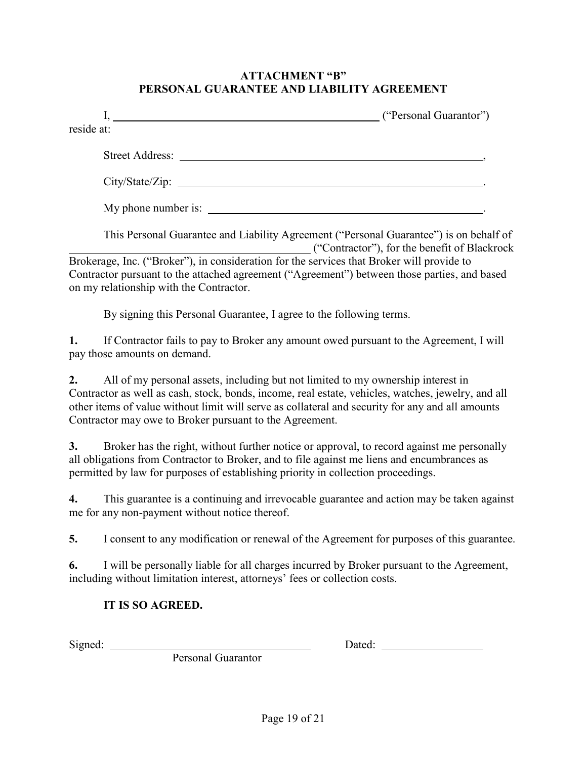# ATTACHMENT "B"
# PERSONAL GUARANTEE AND LIABILITY AGREEMENT

I, \_\_\_\_\_\_\_\_\_\_\_\_\_\_\_\_\_\_\_\_\_\_\_\_\_\_\_\_\_\_\_\_\_\_\_\_\_\_\_\_\_\_\_\_ ("Personal Guarantor") reside at:

Street Address: \_\_\_\_\_\_\_\_\_\_\_\_\_\_\_\_\_\_\_\_\_\_\_\_\_\_\_\_\_\_\_\_\_\_\_\_\_\_\_\_\_\_\_\_\_\_\_\_,

City/State/Zip: \_\_\_\_\_\_\_\_\_\_\_\_\_\_\_\_\_\_\_\_\_\_\_\_\_\_\_\_\_\_\_\_\_\_\_\_\_\_\_\_\_\_\_\_\_\_\_\_.

My phone number is: \_\_\_\_\_\_\_\_\_\_\_\_\_\_\_\_\_\_\_\_\_\_\_\_\_\_\_\_\_\_\_\_\_\_\_\_\_\_\_\_\_\_\_\_.

This Personal Guarantee and Liability Agreement ("Personal Guarantee") is on behalf of \_\_\_\_\_\_\_\_\_\_\_\_\_\_\_\_\_\_\_\_\_\_\_\_\_\_\_\_\_\_\_\_\_\_\_\_\_\_\_\_ ("Contractor"), for the benefit of Blackrock Brokerage, Inc. ("Broker"), in consideration for the services that Broker will provide to Contractor pursuant to the attached agreement ("Agreement") between those parties, and based on my relationship with the Contractor.

By signing this Personal Guarantee, I agree to the following terms.

**1.** If Contractor fails to pay to Broker any amount owed pursuant to the Agreement, I will pay those amounts on demand.

**2.** All of my personal assets, including but not limited to my ownership interest in Contractor as well as cash, stock, bonds, income, real estate, vehicles, watches, jewelry, and all other items of value without limit will serve as collateral and security for any and all amounts Contractor may owe to Broker pursuant to the Agreement.

**3.** Broker has the right, without further notice or approval, to record against me personally all obligations from Contractor to Broker, and to file against me liens and encumbrances as permitted by law for purposes of establishing priority in collection proceedings.

**4.** This guarantee is a continuing and irrevocable guarantee and action may be taken against me for any non-payment without notice thereof.

**5.** I consent to any modification or renewal of the Agreement for purposes of this guarantee.

**6.** I will be personally liable for all charges incurred by Broker pursuant to the Agreement, including without limitation interest, attorneys' fees or collection costs.

**IT IS SO AGREED.**

Signed: \_\_\_\_\_\_\_\_\_\_\_\_\_\_\_\_\_\_\_\_\_\_\_\_\_\_\_\_\_\_\_\_ Dated: \_\_\_\_\_\_\_\_\_\_\_\_\_\_\_\_
Personal Guarantor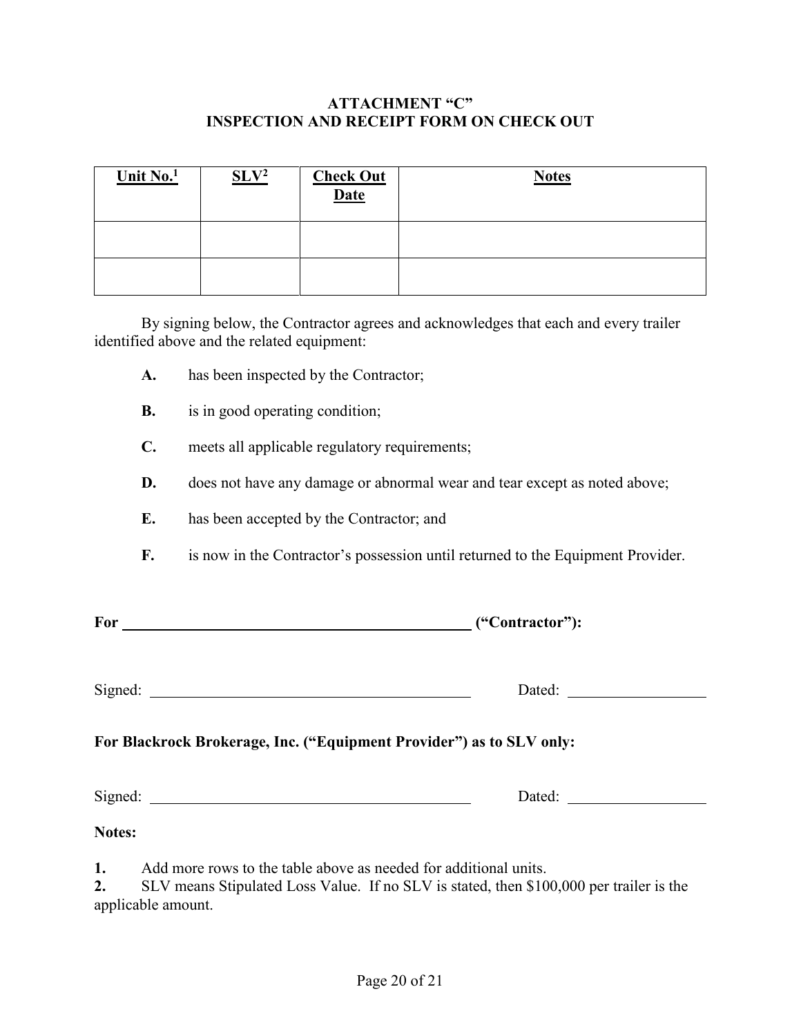# ATTACHMENT "C"
## INSPECTION AND RECEIPT FORM ON CHECK OUT

| Unit No.[1] | SLV[2] | Check Out Date | Notes |
|---|---|---|---|
| | | | |
| | | | |

By signing below, the Contractor agrees and acknowledges that each and every trailer identified above and the related equipment:

**A.** has been inspected by the Contractor;

**B.** is in good operating condition;

**C.** meets all applicable regulatory requirements;

**D.** does not have any damage or abnormal wear and tear except as noted above;

**E.** has been accepted by the Contractor; and

**F.** is now in the Contractor's possession until returned to the Equipment Provider.

**For ______________________________________________ ("Contractor"):**

Signed: ________________________________________ Dated: ________________

**For Blackrock Brokerage, Inc. ("Equipment Provider") as to SLV only:**

Signed: ________________________________________ Dated: ________________

**Notes:**

**1.** Add more rows to the table above as needed for additional units.
**2.** SLV means Stipulated Loss Value. If no SLV is stated, then $100,000 per trailer is the applicable amount.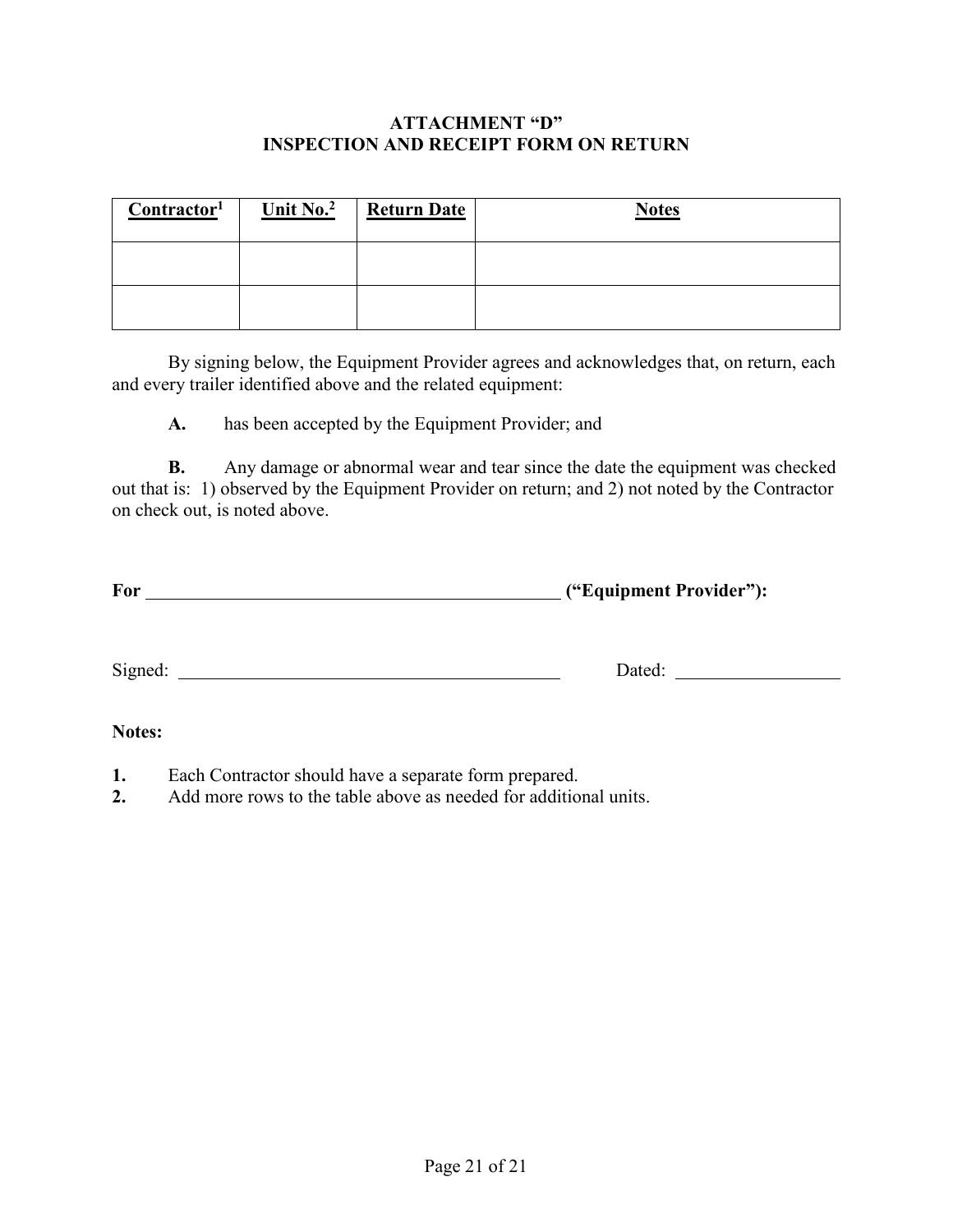## ATTACHMENT "D"
## INSPECTION AND RECEIPT FORM ON RETURN

| Contractor[1] | Unit No.[2] | Return Date | Notes |
|---|---|---|---|
| | | | |
| | | | |

By signing below, the Equipment Provider agrees and acknowledges that, on return, each and every trailer identified above and the related equipment:

**A.** has been accepted by the Equipment Provider; and

**B.** Any damage or abnormal wear and tear since the date the equipment was checked out that is: 1) observed by the Equipment Provider on return; and 2) not noted by the Contractor on check out, is noted above.

**For** _______________________________________________ **("Equipment Provider"):**

Signed: ___________________________________________ Dated: __________________

**Notes:**

**1.** Each Contractor should have a separate form prepared.
**2.** Add more rows to the table above as needed for additional units.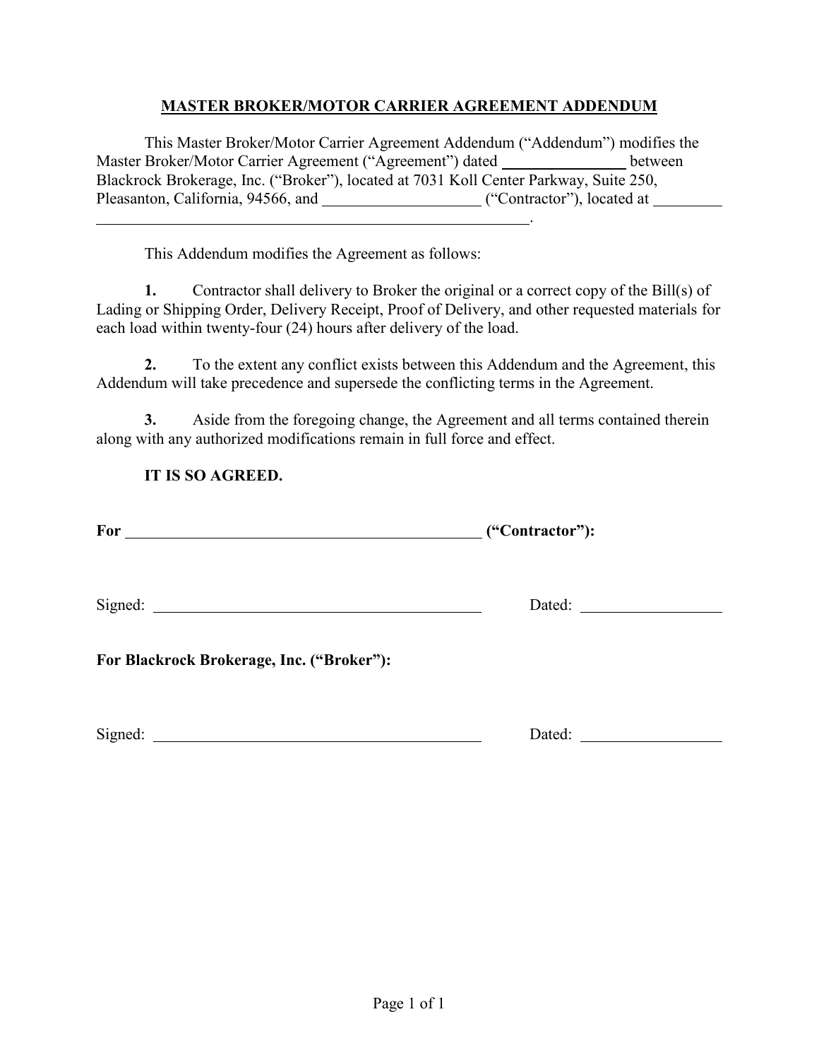# MASTER BROKER/MOTOR CARRIER AGREEMENT ADDENDUM

This Master Broker/Motor Carrier Agreement Addendum ("Addendum") modifies the Master Broker/Motor Carrier Agreement ("Agreement") dated ______________ between Blackrock Brokerage, Inc. ("Broker"), located at 7031 Koll Center Parkway, Suite 250, Pleasanton, California, 94566, and ____________________ ("Contractor"), located at ________________________________________________________________.

This Addendum modifies the Agreement as follows:

**1.** Contractor shall delivery to Broker the original or a correct copy of the Bill(s) of Lading or Shipping Order, Delivery Receipt, Proof of Delivery, and other requested materials for each load within twenty-four (24) hours after delivery of the load.

**2.** To the extent any conflict exists between this Addendum and the Agreement, this Addendum will take precedence and supersede the conflicting terms in the Agreement.

**3.** Aside from the foregoing change, the Agreement and all terms contained therein along with any authorized modifications remain in full force and effect.

**IT IS SO AGREED.**

**For ________________________________________________ ("Contractor"):**

Signed: ____________________________________________ Dated: __________________

**For Blackrock Brokerage, Inc. ("Broker"):**

Signed: ____________________________________________ Dated: __________________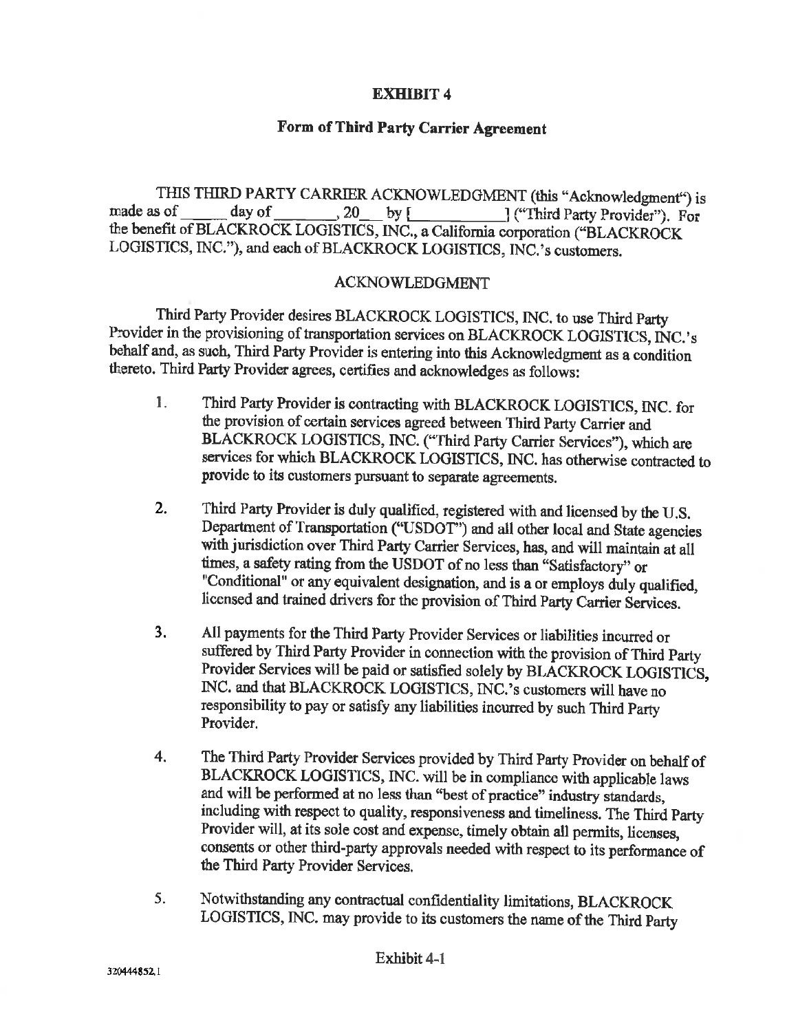**EXHIBIT 4**

**Form of Third Party Carrier Agreement**

THIS THIRD PARTY CARRIER ACKNOWLEDGMENT (this "Acknowledgment") is made as of \_\_\_\_\_ day of \_\_\_\_\_\_\_\_, 20\_\_ by [\_\_\_\_\_\_\_\_\_\_\_] ("Third Party Provider"). For the benefit of BLACKROCK LOGISTICS, INC., a California corporation ("BLACKROCK LOGISTICS, INC."), and each of BLACKROCK LOGISTICS, INC.'s customers.

ACKNOWLEDGMENT

Third Party Provider desires BLACKROCK LOGISTICS, INC. to use Third Party Provider in the provisioning of transportation services on BLACKROCK LOGISTICS, INC.'s behalf and, as such, Third Party Provider is entering into this Acknowledgment as a condition thereto. Third Party Provider agrees, certifies and acknowledges as follows:

1. Third Party Provider is contracting with BLACKROCK LOGISTICS, INC. for the provision of certain services agreed between Third Party Carrier and BLACKROCK LOGISTICS, INC. ("Third Party Carrier Services"), which are services for which BLACKROCK LOGISTICS, INC. has otherwise contracted to provide to its customers pursuant to separate agreements.

2. Third Party Provider is duly qualified, registered with and licensed by the U.S. Department of Transportation ("USDOT") and all other local and State agencies with jurisdiction over Third Party Carrier Services, has, and will maintain at all times, a safety rating from the USDOT of no less than "Satisfactory" or "Conditional" or any equivalent designation, and is a or employs duly qualified, licensed and trained drivers for the provision of Third Party Carrier Services.

3. All payments for the Third Party Provider Services or liabilities incurred or suffered by Third Party Provider in connection with the provision of Third Party Provider Services will be paid or satisfied solely by BLACKROCK LOGISTICS, INC. and that BLACKROCK LOGISTICS, INC.'s customers will have no responsibility to pay or satisfy any liabilities incurred by such Third Party Provider.

4. The Third Party Provider Services provided by Third Party Provider on behalf of BLACKROCK LOGISTICS, INC. will be in compliance with applicable laws and will be performed at no less than "best of practice" industry standards, including with respect to quality, responsiveness and timeliness. The Third Party Provider will, at its sole cost and expense, timely obtain all permits, licenses, consents or other third-party approvals needed with respect to its performance of the Third Party Provider Services.

5. Notwithstanding any contractual confidentiality limitations, BLACKROCK LOGISTICS, INC. may provide to its customers the name of the Third Party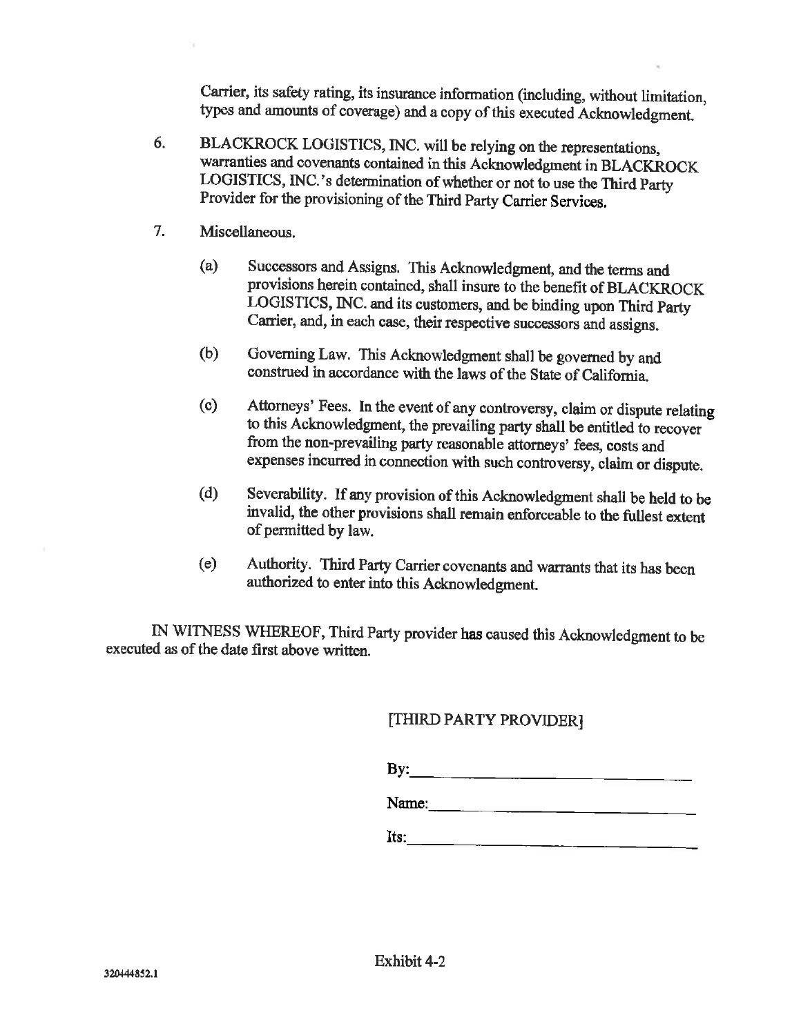Carrier, its safety rating, its insurance information (including, without limitation, types and amounts of coverage) and a copy of this executed Acknowledgment.

6. BLACKROCK LOGISTICS, INC. will be relying on the representations, warranties and covenants contained in this Acknowledgment in BLACKROCK LOGISTICS, INC.'s determination of whether or not to use the Third Party Provider for the provisioning of the Third Party Carrier Services.

7. Miscellaneous.

   (a) Successors and Assigns. This Acknowledgment, and the terms and provisions herein contained, shall insure to the benefit of BLACKROCK LOGISTICS, INC. and its customers, and be binding upon Third Party Carrier, and, in each case, their respective successors and assigns.

   (b) Governing Law. This Acknowledgment shall be governed by and construed in accordance with the laws of the State of California.

   (c) Attorneys' Fees. In the event of any controversy, claim or dispute relating to this Acknowledgment, the prevailing party shall be entitled to recover from the non-prevailing party reasonable attorneys' fees, costs and expenses incurred in connection with such controversy, claim or dispute.

   (d) Severability. If any provision of this Acknowledgment shall be held to be invalid, the other provisions shall remain enforceable to the fullest extent of permitted by law.

   (e) Authority. Third Party Carrier covenants and warrants that its has been authorized to enter into this Acknowledgment.

IN WITNESS WHEREOF, Third Party provider has caused this Acknowledgment to be executed as of the date first above written.

[THIRD PARTY PROVIDER]

By:\_\_\_\_\_\_\_\_\_\_\_\_\_\_\_\_\_\_\_\_\_\_\_\_\_\_\_\_

Name:\_\_\_\_\_\_\_\_\_\_\_\_\_\_\_\_\_\_\_\_\_\_\_\_\_\_

Its:\_\_\_\_\_\_\_\_\_\_\_\_\_\_\_\_\_\_\_\_\_\_\_\_\_\_\_\_

Exhibit 4-2

320444852.1